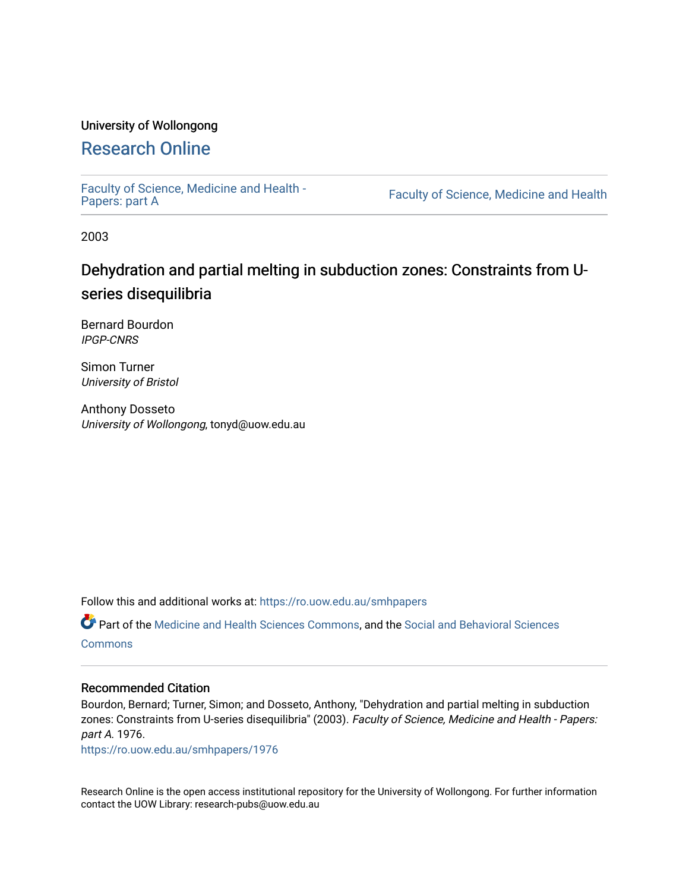University of Wollongong

# Research Online

Faculty of Science, Medicine and Health - Papers: part A

Faculty of Science, Medicine and Health

2003

## Dehydration and partial melting in subduction zones: Constraints from U-series disequilibria

Bernard Bourdon
*IPGP-CNRS*

Simon Turner
*University of Bristol*

Anthony Dosseto
*University of Wollongong*, tonyd@uow.edu.au

Follow this and additional works at: https://ro.uow.edu.au/smhpapers

Part of the Medicine and Health Sciences Commons, and the Social and Behavioral Sciences Commons

### Recommended Citation

Bourdon, Bernard; Turner, Simon; and Dosseto, Anthony, "Dehydration and partial melting in subduction zones: Constraints from U-series disequilibria" (2003). *Faculty of Science, Medicine and Health - Papers: part A*. 1976.
https://ro.uow.edu.au/smhpapers/1976

Research Online is the open access institutional repository for the University of Wollongong. For further information contact the UOW Library: research-pubs@uow.edu.au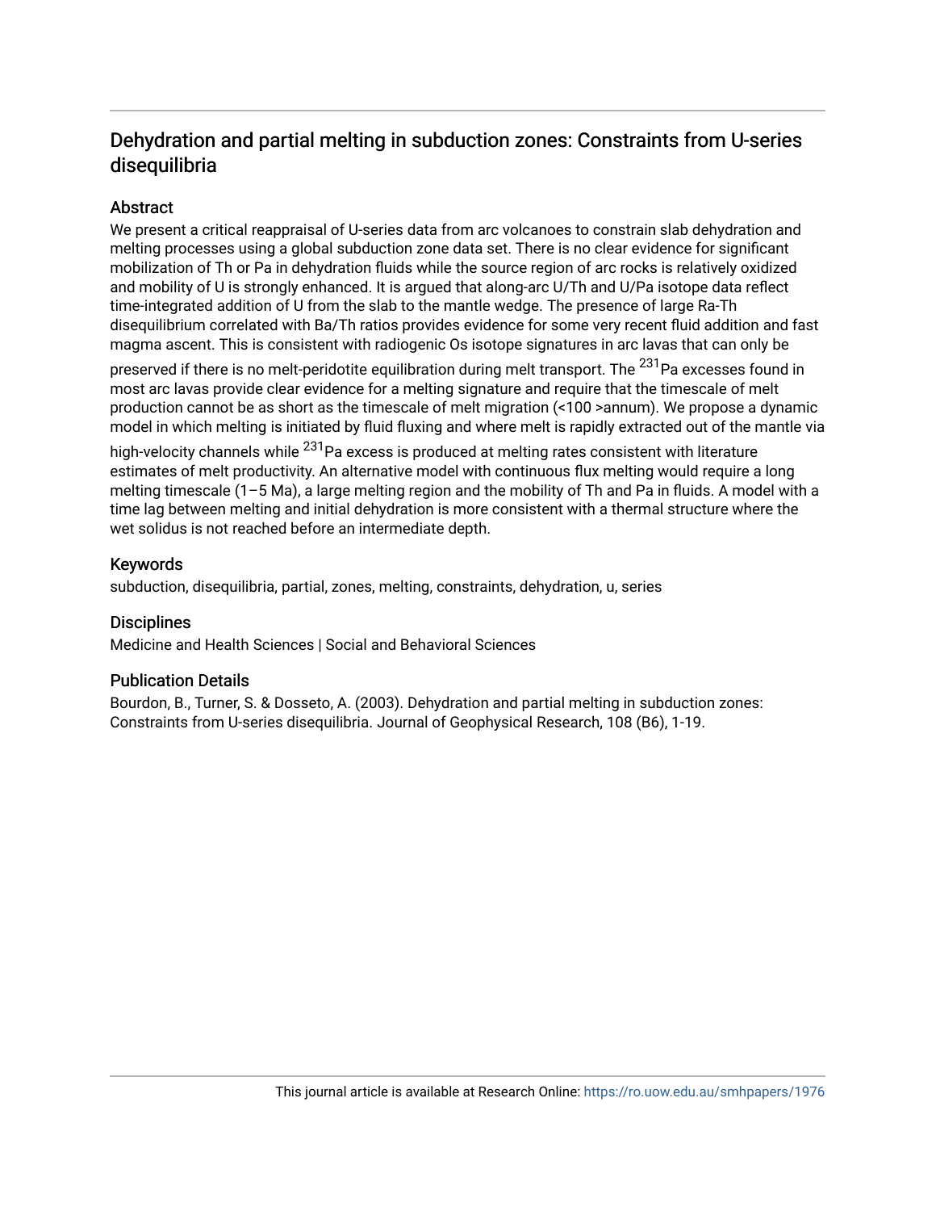# Dehydration and partial melting in subduction zones: Constraints from U-series disequilibria

## Abstract

We present a critical reappraisal of U-series data from arc volcanoes to constrain slab dehydration and melting processes using a global subduction zone data set. There is no clear evidence for significant mobilization of Th or Pa in dehydration fluids while the source region of arc rocks is relatively oxidized and mobility of U is strongly enhanced. It is argued that along-arc U/Th and U/Pa isotope data reflect time-integrated addition of U from the slab to the mantle wedge. The presence of large Ra-Th disequilibrium correlated with Ba/Th ratios provides evidence for some very recent fluid addition and fast magma ascent. This is consistent with radiogenic Os isotope signatures in arc lavas that can only be preserved if there is no melt-peridotite equilibration during melt transport. The $^{231}$Pa excesses found in most arc lavas provide clear evidence for a melting signature and require that the timescale of melt production cannot be as short as the timescale of melt migration (<100 >annum). We propose a dynamic model in which melting is initiated by fluid fluxing and where melt is rapidly extracted out of the mantle via high-velocity channels while $^{231}$Pa excess is produced at melting rates consistent with literature estimates of melt productivity. An alternative model with continuous flux melting would require a long melting timescale (1–5 Ma), a large melting region and the mobility of Th and Pa in fluids. A model with a time lag between melting and initial dehydration is more consistent with a thermal structure where the wet solidus is not reached before an intermediate depth.

## Keywords

subduction, disequilibria, partial, zones, melting, constraints, dehydration, u, series

## Disciplines

Medicine and Health Sciences | Social and Behavioral Sciences

## Publication Details

Bourdon, B., Turner, S. & Dosseto, A. (2003). Dehydration and partial melting in subduction zones: Constraints from U-series disequilibria. Journal of Geophysical Research, 108 (B6), 1-19.

This journal article is available at Research Online: https://ro.uow.edu.au/smhpapers/1976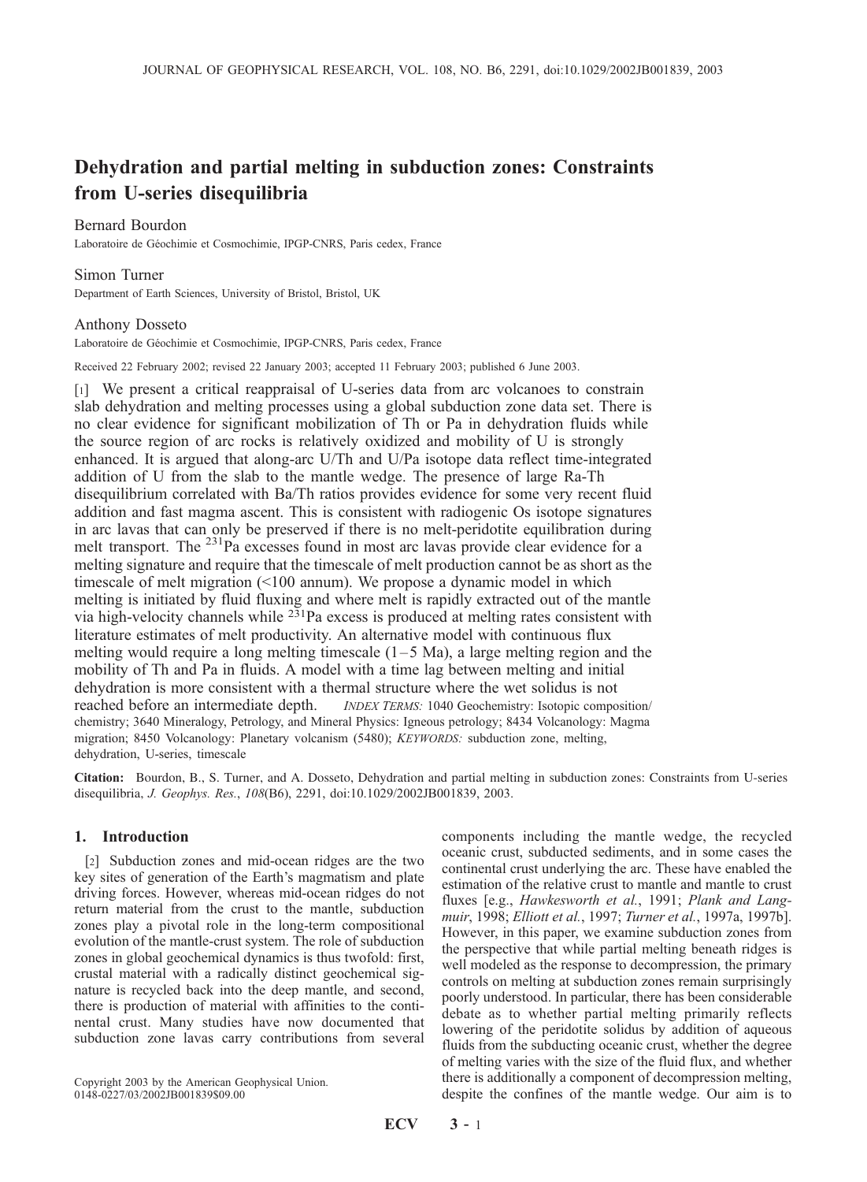# Dehydration and partial melting in subduction zones: Constraints from U-series disequilibria

**Bernard Bourdon**
Laboratoire de Géochimie et Cosmochimie, IPGP-CNRS, Paris cedex, France

**Simon Turner**
Department of Earth Sciences, University of Bristol, Bristol, UK

**Anthony Dosseto**
Laboratoire de Géochimie et Cosmochimie, IPGP-CNRS, Paris cedex, France

Received 22 February 2002; revised 22 January 2003; accepted 11 February 2003; published 6 June 2003.

[1] We present a critical reappraisal of U-series data from arc volcanoes to constrain slab dehydration and melting processes using a global subduction zone data set. There is no clear evidence for significant mobilization of Th or Pa in dehydration fluids while the source region of arc rocks is relatively oxidized and mobility of U is strongly enhanced. It is argued that along-arc U/Th and U/Pa isotope data reflect time-integrated addition of U from the slab to the mantle wedge. The presence of large Ra-Th disequilibrium correlated with Ba/Th ratios provides evidence for some very recent fluid addition and fast magma ascent. This is consistent with radiogenic Os isotope signatures in arc lavas that can only be preserved if there is no melt-peridotite equilibration during melt transport. The $^{231}$Pa excesses found in most arc lavas provide clear evidence for a melting signature and require that the timescale of melt production cannot be as short as the timescale of melt migration (<100 annum). We propose a dynamic model in which melting is initiated by fluid fluxing and where melt is rapidly extracted out of the mantle via high-velocity channels while $^{231}$Pa excess is produced at melting rates consistent with literature estimates of melt productivity. An alternative model with continuous flux melting would require a long melting timescale (1–5 Ma), a large melting region and the mobility of Th and Pa in fluids. A model with a time lag between melting and initial dehydration is more consistent with a thermal structure where the wet solidus is not reached before an intermediate depth. *INDEX TERMS:* 1040 Geochemistry: Isotopic composition/chemistry; 3640 Mineralogy, Petrology, and Mineral Physics: Igneous petrology; 8434 Volcanology: Magma migration; 8450 Volcanology: Planetary volcanism (5480); *KEYWORDS:* subduction zone, melting, dehydration, U-series, timescale

**Citation:** Bourdon, B., S. Turner, and A. Dosseto, Dehydration and partial melting in subduction zones: Constraints from U-series disequilibria, *J. Geophys. Res.*, *108*(B6), 2291, doi:10.1029/2002JB001839, 2003.

## 1. Introduction

[2] Subduction zones and mid-ocean ridges are the two key sites of generation of the Earth's magmatism and plate driving forces. However, whereas mid-ocean ridges do not return material from the crust to the mantle, subduction zones play a pivotal role in the long-term compositional evolution of the mantle-crust system. The role of subduction zones in global geochemical dynamics is thus twofold: first, crustal material with a radically distinct geochemical signature is recycled back into the deep mantle, and second, there is production of material with affinities to the continental crust. Many studies have now documented that subduction zone lavas carry contributions from several components including the mantle wedge, the recycled oceanic crust, subducted sediments, and in some cases the continental crust underlying the arc. These have enabled the estimation of the relative crust to mantle and mantle to crust fluxes [e.g., *Hawkesworth et al.*, 1991; *Plank and Langmuir*, 1998; *Elliott et al.*, 1997; *Turner et al.*, 1997a, 1997b]. However, in this paper, we examine subduction zones from the perspective that while partial melting beneath ridges is well modeled as the response to decompression, the primary controls on melting at subduction zones remain surprisingly poorly understood. In particular, there has been considerable debate as to whether partial melting primarily reflects lowering of the peridotite solidus by addition of aqueous fluids from the subducting oceanic crust, whether the degree of melting varies with the size of the fluid flux, and whether there is additionally a component of decompression melting, despite the confines of the mantle wedge. Our aim is to

Copyright 2003 by the American Geophysical Union.
0148-0227/03/2002JB001839$09.00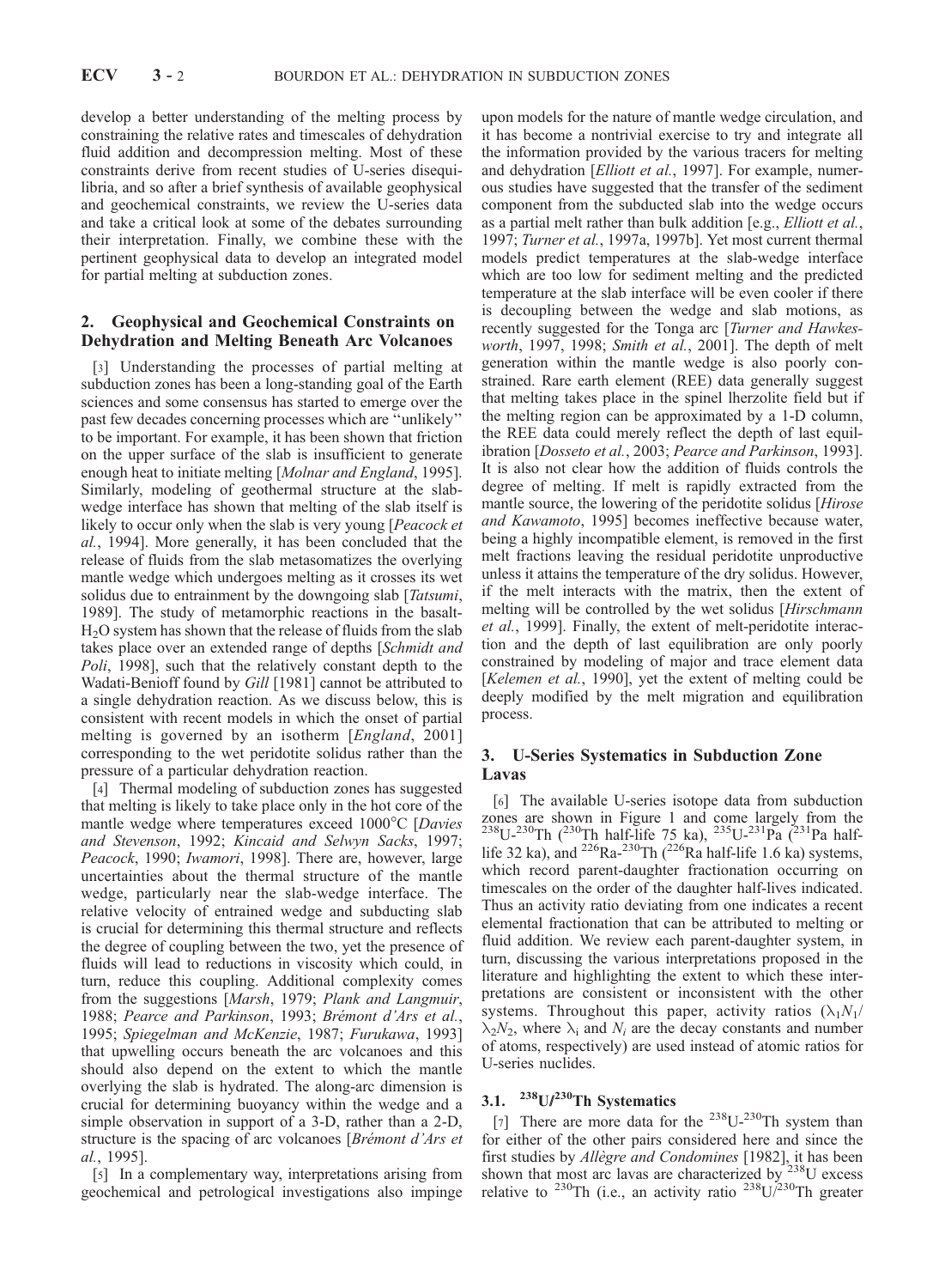develop a better understanding of the melting process by constraining the relative rates and timescales of dehydration fluid addition and decompression melting. Most of these constraints derive from recent studies of U-series disequilibria, and so after a brief synthesis of available geophysical and geochemical constraints, we review the U-series data and take a critical look at some of the debates surrounding their interpretation. Finally, we combine these with the pertinent geophysical data to develop an integrated model for partial melting at subduction zones.

## 2. Geophysical and Geochemical Constraints on Dehydration and Melting Beneath Arc Volcanoes

[3] Understanding the processes of partial melting at subduction zones has been a long-standing goal of the Earth sciences and some consensus has started to emerge over the past few decades concerning processes which are "unlikely" to be important. For example, it has been shown that friction on the upper surface of the slab is insufficient to generate enough heat to initiate melting [*Molnar and England*, 1995]. Similarly, modeling of geothermal structure at the slab-wedge interface has shown that melting of the slab itself is likely to occur only when the slab is very young [*Peacock et al.*, 1994]. More generally, it has been concluded that the release of fluids from the slab metasomatizes the overlying mantle wedge which undergoes melting as it crosses its wet solidus due to entrainment by the downgoing slab [*Tatsumi*, 1989]. The study of metamorphic reactions in the basalt-$H_2O$ system has shown that the release of fluids from the slab takes place over an extended range of depths [*Schmidt and Poli*, 1998], such that the relatively constant depth to the Wadati-Benioff found by *Gill* [1981] cannot be attributed to a single dehydration reaction. As we discuss below, this is consistent with recent models in which the onset of partial melting is governed by an isotherm [*England*, 2001] corresponding to the wet peridotite solidus rather than the pressure of a particular dehydration reaction.

[4] Thermal modeling of subduction zones has suggested that melting is likely to take place only in the hot core of the mantle wedge where temperatures exceed 1000°C [*Davies and Stevenson*, 1992; *Kincaid and Selwyn Sacks*, 1997; *Peacock*, 1990; *Iwamori*, 1998]. There are, however, large uncertainties about the thermal structure of the mantle wedge, particularly near the slab-wedge interface. The relative velocity of entrained wedge and subducting slab is crucial for determining this thermal structure and reflects the degree of coupling between the two, yet the presence of fluids will lead to reductions in viscosity which could, in turn, reduce this coupling. Additional complexity comes from the suggestions [*Marsh*, 1979; *Plank and Langmuir*, 1988; *Pearce and Parkinson*, 1993; *Brémont d'Ars et al.*, 1995; *Spiegelman and McKenzie*, 1987; *Furukawa*, 1993] that upwelling occurs beneath the arc volcanoes and this should also depend on the extent to which the mantle overlying the slab is hydrated. The along-arc dimension is crucial for determining buoyancy within the wedge and a simple observation in support of a 3-D, rather than a 2-D, structure is the spacing of arc volcanoes [*Brémont d'Ars et al.*, 1995].

[5] In a complementary way, interpretations arising from geochemical and petrological investigations also impinge upon models for the nature of mantle wedge circulation, and it has become a nontrivial exercise to try and integrate all the information provided by the various tracers for melting and dehydration [*Elliott et al.*, 1997]. For example, numerous studies have suggested that the transfer of the sediment component from the subducted slab into the wedge occurs as a partial melt rather than bulk addition [e.g., *Elliott et al.*, 1997; *Turner et al.*, 1997a, 1997b]. Yet most current thermal models predict temperatures at the slab-wedge interface which are too low for sediment melting and the predicted temperature at the slab interface will be even cooler if there is decoupling between the wedge and slab motions, as recently suggested for the Tonga arc [*Turner and Hawkesworth*, 1997, 1998; *Smith et al.*, 2001]. The depth of melt generation within the mantle wedge is also poorly constrained. Rare earth element (REE) data generally suggest that melting takes place in the spinel lherzolite field but if the melting region can be approximated by a 1-D column, the REE data could merely reflect the depth of last equilibration [*Dosseto et al.*, 2003; *Pearce and Parkinson*, 1993]. It is also not clear how the addition of fluids controls the degree of melting. If melt is rapidly extracted from the mantle source, the lowering of the peridotite solidus [*Hirose and Kawamoto*, 1995] becomes ineffective because water, being a highly incompatible element, is removed in the first melt fractions leaving the residual peridotite unproductive unless it attains the temperature of the dry solidus. However, if the melt interacts with the matrix, then the extent of melting will be controlled by the wet solidus [*Hirschmann et al.*, 1999]. Finally, the extent of melt-peridotite interaction and the depth of last equilibration are only poorly constrained by modeling of major and trace element data [*Kelemen et al.*, 1990], yet the extent of melting could be deeply modified by the melt migration and equilibration process.

## 3. U-Series Systematics in Subduction Zone Lavas

[6] The available U-series isotope data from subduction zones are shown in Figure 1 and come largely from the $^{238}U$-$^{230}Th$ ($^{230}Th$ half-life 75 ka), $^{235}U$-$^{231}Pa$ ($^{231}Pa$ half-life 32 ka), and $^{226}Ra$-$^{230}Th$ ($^{226}Ra$ half-life 1.6 ka) systems, which record parent-daughter fractionation occurring on timescales on the order of the daughter half-lives indicated. Thus an activity ratio deviating from one indicates a recent elemental fractionation that can be attributed to melting or fluid addition. We review each parent-daughter system, in turn, discussing the various interpretations proposed in the literature and highlighting the extent to which these interpretations are consistent or inconsistent with the other systems. Throughout this paper, activity ratios ($\lambda_1 N_1/\lambda_2 N_2$, where $\lambda_i$ and $N_i$ are the decay constants and number of atoms, respectively) are used instead of atomic ratios for U-series nuclides.

### 3.1. $^{238}U/^{230}Th$ Systematics

[7] There are more data for the $^{238}U$-$^{230}Th$ system than for either of the other pairs considered here and since the first studies by *Allègre and Condomines* [1982], it has been shown that most arc lavas are characterized by $^{238}U$ excess relative to $^{230}Th$ (i.e., an activity ratio $^{238}U/^{230}Th$ greater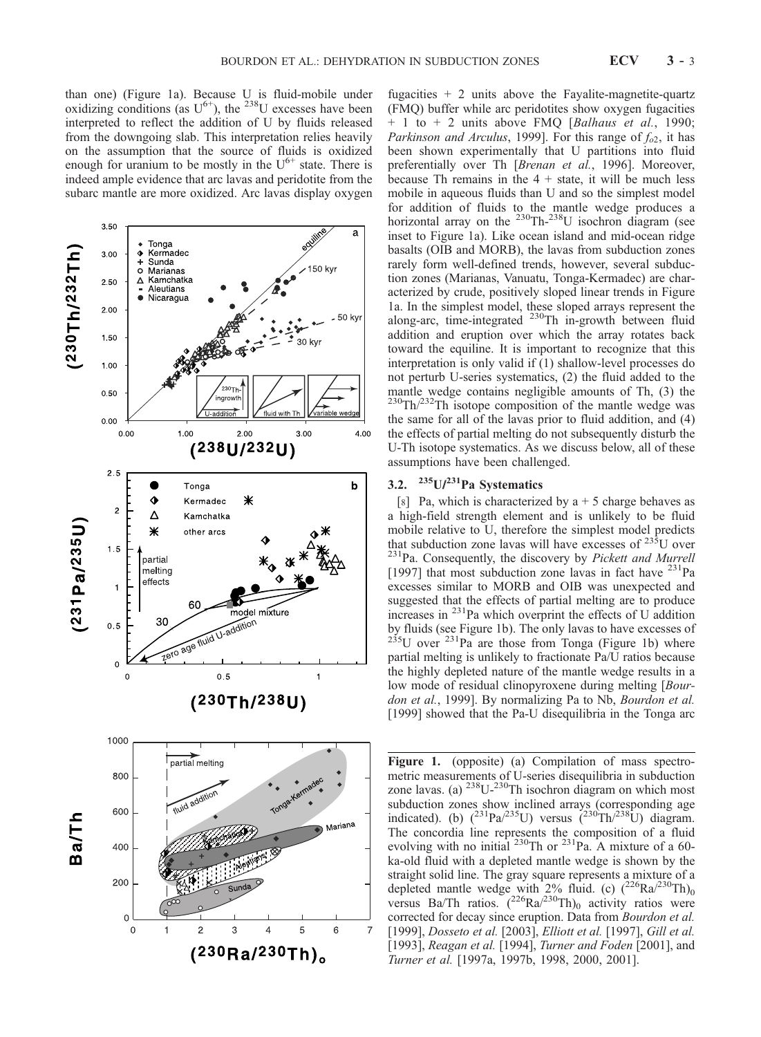than one) (Figure 1a). Because U is fluid-mobile under oxidizing conditions (as $U^{6+}$), the $^{238}U$ excesses have been interpreted to reflect the addition of U by fluids released from the downgoing slab. This interpretation relies heavily on the assumption that the source of fluids is oxidized enough for uranium to be mostly in the $U^{6+}$ state. There is indeed ample evidence that arc lavas and peridotite from the subarc mantle are more oxidized. Arc lavas display oxygen fugacities + 2 units above the Fayalite-magnetite-quartz (FMQ) buffer while arc peridotites show oxygen fugacities + 1 to + 2 units above FMQ [*Balhaus et al.*, 1990; *Parkinson and Arculus*, 1999]. For this range of $f_{O_2}$, it has been shown experimentally that U partitions into fluid preferentially over Th [*Brenan et al.*, 1996]. Moreover, because Th remains in the 4 + state, it will be much less mobile in aqueous fluids than U and so the simplest model for addition of fluids to the mantle wedge produces a horizontal array on the $^{230}Th$-$^{238}U$ isochron diagram (see inset to Figure 1a). Like ocean island and mid-ocean ridge basalts (OIB and MORB), the lavas from subduction zones rarely form well-defined trends, however, several subduction zones (Marianas, Vanuatu, Tonga-Kermadec) are characterized by crude, positively sloped linear trends in Figure 1a. In the simplest model, these sloped arrays represent the along-arc, time-integrated $^{230}Th$ in-growth between fluid addition and eruption over which the array rotates back toward the equiline. It is important to recognize that this interpretation is only valid if (1) shallow-level processes do not perturb U-series systematics, (2) the fluid added to the mantle wedge contains negligible amounts of Th, (3) the $^{230}Th/^{232}Th$ isotope composition of the mantle wedge was the same for all of the lavas prior to fluid addition, and (4) the effects of partial melting do not subsequently disturb the U-Th isotope systematics. As we discuss below, all of these assumptions have been challenged.

### 3.2. $^{235}U/^{231}Pa$ Systematics

[8] Pa, which is characterized by a + 5 charge behaves as a high-field strength element and is unlikely to be fluid mobile relative to U, therefore the simplest model predicts that subduction zone lavas will have excesses of $^{235}U$ over $^{231}Pa$. Consequently, the discovery by *Pickett and Murrell* [1997] that most subduction zone lavas in fact have $^{231}Pa$ excesses similar to MORB and OIB was unexpected and suggested that the effects of partial melting are to produce increases in $^{231}Pa$ which overprint the effects of U addition by fluids (see Figure 1b). The only lavas to have excesses of $^{235}U$ over $^{231}Pa$ are those from Tonga (Figure 1b) where partial melting is unlikely to fractionate Pa/U ratios because the highly depleted nature of the mantle wedge results in a low mode of residual clinopyroxene during melting [*Bourdon et al.*, 1999]. By normalizing Pa to Nb, *Bourdon et al.* [1999] showed that the Pa-U disequilibria in the Tonga arc

**Figure 1.** (opposite) (a) Compilation of mass spectrometric measurements of U-series disequilibria in subduction zone lavas. (a) $^{238}U$-$^{230}Th$ isochron diagram on which most subduction zones show inclined arrays (corresponding age indicated). (b) ($^{231}Pa/^{235}U$) versus ($^{230}Th/^{238}U$) diagram. The concordia line represents the composition of a fluid evolving with no initial $^{230}Th$ or $^{231}Pa$. A mixture of a 60-ka-old fluid with a depleted mantle wedge is shown by the straight solid line. The gray square represents a mixture of a depleted mantle wedge with 2% fluid. (c) $(^{226}Ra/^{230}Th)_0$ versus Ba/Th ratios. $(^{226}Ra/^{230}Th)_0$ activity ratios were corrected for decay since eruption. Data from *Bourdon et al.* [1999], *Dosseto et al.* [2003], *Elliott et al.* [1997], *Gill et al.* [1993], *Reagan et al.* [1994], *Turner and Foden* [2001], and *Turner et al.* [1997a, 1997b, 1998, 2000, 2001].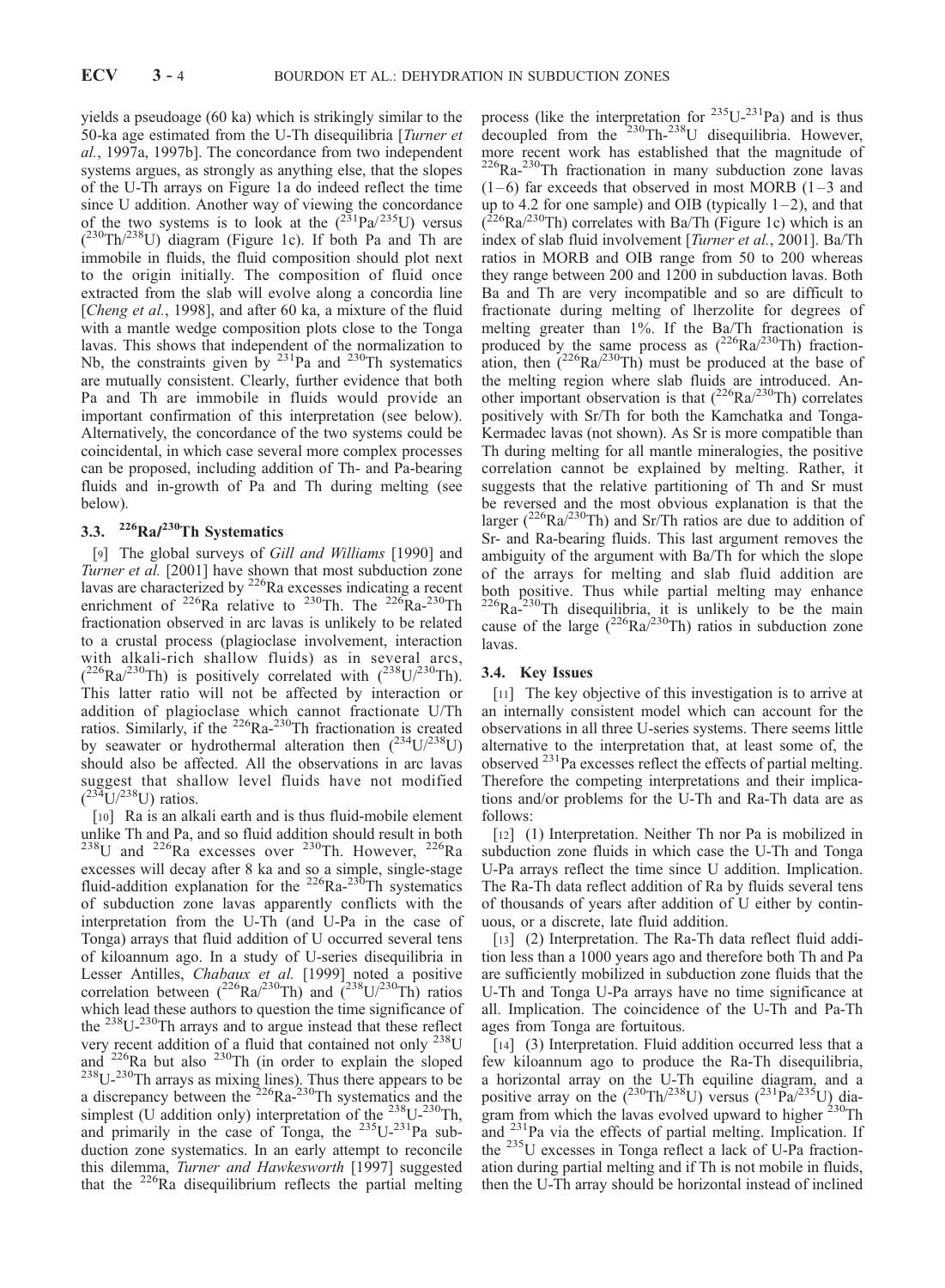yields a pseudoage (60 ka) which is strikingly similar to the 50-ka age estimated from the U-Th disequilibria [*Turner et al.*, 1997a, 1997b]. The concordance from two independent systems argues, as strongly as anything else, that the slopes of the U-Th arrays on Figure 1a do indeed reflect the time since U addition. Another way of viewing the concordance of the two systems is to look at the ($^{231}$Pa/$^{235}$U) versus ($^{230}$Th/$^{238}$U) diagram (Figure 1c). If both Pa and Th are immobile in fluids, the fluid composition should plot next to the origin initially. The composition of fluid once extracted from the slab will evolve along a concordia line [*Cheng et al.*, 1998], and after 60 ka, a mixture of the fluid with a mantle wedge composition plots close to the Tonga lavas. This shows that independent of the normalization to Nb, the constraints given by $^{231}$Pa and $^{230}$Th systematics are mutually consistent. Clearly, further evidence that both Pa and Th are immobile in fluids would provide an important confirmation of this interpretation (see below). Alternatively, the concordance of the two systems could be coincidental, in which case several more complex processes can be proposed, including addition of Th- and Pa-bearing fluids and in-growth of Pa and Th during melting (see below).

### 3.3. $^{226}$Ra/$^{230}$Th Systematics

[9] The global surveys of *Gill and Williams* [1990] and *Turner et al.* [2001] have shown that most subduction zone lavas are characterized by $^{226}$Ra excesses indicating a recent enrichment of $^{226}$Ra relative to $^{230}$Th. The $^{226}$Ra-$^{230}$Th fractionation observed in arc lavas is unlikely to be related to a crustal process (plagioclase involvement, interaction with alkali-rich shallow fluids) as in several arcs, ($^{226}$Ra/$^{230}$Th) is positively correlated with ($^{238}$U/$^{230}$Th). This latter ratio will not be affected by interaction or addition of plagioclase which cannot fractionate U/Th ratios. Similarly, if the $^{226}$Ra-$^{230}$Th fractionation is created by seawater or hydrothermal alteration then ($^{234}$U/$^{238}$U) should also be affected. All the observations in arc lavas suggest that shallow level fluids have not modified ($^{234}$U/$^{238}$U) ratios.

[10] Ra is an alkali earth and is thus fluid-mobile element unlike Th and Pa, and so fluid addition should result in both $^{238}$U and $^{226}$Ra excesses over $^{230}$Th. However, $^{226}$Ra excesses will decay after 8 ka and so a simple, single-stage fluid-addition explanation for the $^{226}$Ra-$^{230}$Th systematics of subduction zone lavas apparently conflicts with the interpretation from the U-Th (and U-Pa in the case of Tonga) arrays that fluid addition of U occurred several tens of kiloannum ago. In a study of U-series disequilibria in Lesser Antilles, *Chabaux et al.* [1999] noted a positive correlation between ($^{226}$Ra/$^{230}$Th) and ($^{238}$U/$^{230}$Th) ratios which lead these authors to question the time significance of the $^{238}$U-$^{230}$Th arrays and to argue instead that these reflect very recent addition of a fluid that contained not only $^{238}$U and $^{226}$Ra but also $^{230}$Th (in order to explain the sloped $^{238}$U-$^{230}$Th arrays as mixing lines). Thus there appears to be a discrepancy between the $^{226}$Ra-$^{230}$Th systematics and the simplest (U addition only) interpretation of the $^{238}$U-$^{230}$Th, and primarily in the case of Tonga, the $^{235}$U-$^{231}$Pa subduction zone systematics. In an early attempt to reconcile this dilemma, *Turner and Hawkesworth* [1997] suggested that the $^{226}$Ra disequilibrium reflects the partial melting process (like the interpretation for $^{235}$U-$^{231}$Pa) and is thus decoupled from the $^{230}$Th-$^{238}$U disequilibria. However, more recent work has established that the magnitude of $^{226}$Ra-$^{230}$Th fractionation in many subduction zone lavas (1–6) far exceeds that observed in most MORB (1–3 and up to 4.2 for one sample) and OIB (typically 1–2), and that ($^{226}$Ra/$^{230}$Th) correlates with Ba/Th (Figure 1c) which is an index of slab fluid involvement [*Turner et al.*, 2001]. Ba/Th ratios in MORB and OIB range from 50 to 200 whereas they range between 200 and 1200 in subduction lavas. Both Ba and Th are very incompatible and so are difficult to fractionate during melting of lherzolite for degrees of melting greater than 1%. If the Ba/Th fractionation is produced by the same process as ($^{226}$Ra/$^{230}$Th) fractionation, then ($^{226}$Ra/$^{230}$Th) must be produced at the base of the melting region where slab fluids are introduced. Another important observation is that ($^{226}$Ra/$^{230}$Th) correlates positively with Sr/Th for both the Kamchatka and Tonga-Kermadec lavas (not shown). As Sr is more compatible than Th during melting for all mantle mineralogies, the positive correlation cannot be explained by melting. Rather, it suggests that the relative partitioning of Th and Sr must be reversed and the most obvious explanation is that the larger ($^{226}$Ra/$^{230}$Th) and Sr/Th ratios are due to addition of Sr- and Ra-bearing fluids. This last argument removes the ambiguity of the argument with Ba/Th for which the slope of the arrays for melting and slab fluid addition are both positive. Thus while partial melting may enhance $^{226}$Ra-$^{230}$Th disequilibria, it is unlikely to be the main cause of the large ($^{226}$Ra/$^{230}$Th) ratios in subduction zone lavas.

### 3.4. Key Issues

[11] The key objective of this investigation is to arrive at an internally consistent model which can account for the observations in all three U-series systems. There seems little alternative to the interpretation that, at least some of, the observed $^{231}$Pa excesses reflect the effects of partial melting. Therefore the competing interpretations and their implications and/or problems for the U-Th and Ra-Th data are as follows:

[12] (1) Interpretation. Neither Th nor Pa is mobilized in subduction zone fluids in which case the U-Th and Tonga U-Pa arrays reflect the time since U addition. Implication. The Ra-Th data reflect addition of Ra by fluids several tens of thousands of years after addition of U either by continuous, or a discrete, late fluid addition.

[13] (2) Interpretation. The Ra-Th data reflect fluid addition less than a 1000 years ago and therefore both Th and Pa are sufficiently mobilized in subduction zone fluids that the U-Th and Tonga U-Pa arrays have no time significance at all. Implication. The coincidence of the U-Th and Pa-Th ages from Tonga are fortuitous.

[14] (3) Interpretation. Fluid addition occurred less that a few kiloannum ago to produce the Ra-Th disequilibria, a horizontal array on the U-Th equiline diagram, and a positive array on the ($^{230}$Th/$^{238}$U) versus ($^{231}$Pa/$^{235}$U) diagram from which the lavas evolved upward to higher $^{230}$Th and $^{231}$Pa via the effects of partial melting. Implication. If the $^{235}$U excesses in Tonga reflect a lack of U-Pa fractionation during partial melting and if Th is not mobile in fluids, then the U-Th array should be horizontal instead of inclined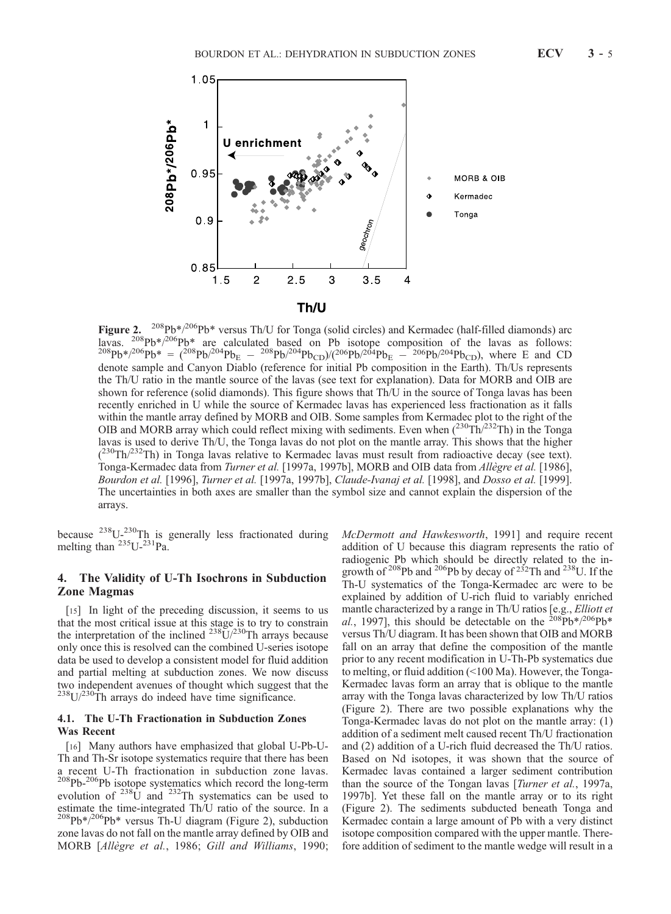**Figure 2.** $^{208}Pb^*/^{206}Pb^*$ versus Th/U for Tonga (solid circles) and Kermadec (half-filled diamonds) arc lavas. $^{208}Pb^*/^{206}Pb^*$ are calculated based on Pb isotope composition of the lavas as follows: $^{208}Pb^*/^{206}Pb^* = (^{208}Pb/^{204}Pb_E - ^{208}Pb/^{204}Pb_{CD})/(^{206}Pb/^{204}Pb_E - ^{206}Pb/^{204}Pb_{CD})$, where E and CD denote sample and Canyon Diablo (reference for initial Pb composition in the Earth). Th/Us represents the Th/U ratio in the mantle source of the lavas (see text for explanation). Data for MORB and OIB are shown for reference (solid diamonds). This figure shows that Th/U in the source of Tonga lavas has been recently enriched in U while the source of Kermadec lavas has experienced less fractionation as it falls within the mantle array defined by MORB and OIB. Some samples from Kermadec plot to the right of the OIB and MORB array which could reflect mixing with sediments. Even when ($^{230}Th/^{232}Th$) in the Tonga lavas is used to derive Th/U, the Tonga lavas do not plot on the mantle array. This shows that the higher ($^{230}Th/^{232}Th$) in Tonga lavas relative to Kermadec lavas must result from radioactive decay (see text). Tonga-Kermadec data from *Turner et al.* [1997a, 1997b], MORB and OIB data from *Allègre et al.* [1986], *Bourdon et al.* [1996], *Turner et al.* [1997a, 1997b], *Claude-Ivanaj et al.* [1998], and *Dosso et al.* [1999]. The uncertainties in both axes are smaller than the symbol size and cannot explain the dispersion of the arrays.

because $^{238}U$-$^{230}Th$ is generally less fractionated during melting than $^{235}U$-$^{231}Pa$.

## 4. The Validity of U-Th Isochrons in Subduction Zone Magmas

[15] In light of the preceding discussion, it seems to us that the most critical issue at this stage is to try to constrain the interpretation of the inclined $^{238}U/^{230}Th$ arrays because only once this is resolved can the combined U-series isotope data be used to develop a consistent model for fluid addition and partial melting at subduction zones. We now discuss two independent avenues of thought which suggest that the $^{238}U/^{230}Th$ arrays do indeed have time significance.

### 4.1. The U-Th Fractionation in Subduction Zones Was Recent

[16] Many authors have emphasized that global U-Pb-U-Th and Th-Sr isotope systematics require that there has been a recent U-Th fractionation in subduction zone lavas. $^{208}Pb$-$^{206}Pb$ isotope systematics which record the long-term evolution of $^{238}U$ and $^{232}Th$ systematics can be used to estimate the time-integrated Th/U ratio of the source. In a $^{208}Pb^*/^{206}Pb^*$ versus Th-U diagram (Figure 2), subduction zone lavas do not fall on the mantle array defined by OIB and MORB [*Allègre et al.*, 1986; *Gill and Williams*, 1990; *McDermott and Hawkesworth*, 1991] and require recent addition of U because this diagram represents the ratio of radiogenic Pb which should be directly related to the in-growth of $^{208}Pb$ and $^{206}Pb$ by decay of $^{232}Th$ and $^{238}U$. If the Th-U systematics of the Tonga-Kermadec arc were to be explained by addition of U-rich fluid to variably enriched mantle characterized by a range in Th/U ratios [e.g., *Elliott et al.*, 1997], this should be detectable on the $^{208}Pb^*/^{206}Pb^*$ versus Th/U diagram. It has been shown that OIB and MORB fall on an array that define the composition of the mantle prior to any recent modification in U-Th-Pb systematics due to melting, or fluid addition (<100 Ma). However, the Tonga-Kermadec lavas form an array that is oblique to the mantle array with the Tonga lavas characterized by low Th/U ratios (Figure 2). There are two possible explanations why the Tonga-Kermadec lavas do not plot on the mantle array: (1) addition of a sediment melt caused recent Th/U fractionation and (2) addition of a U-rich fluid decreased the Th/U ratios. Based on Nd isotopes, it was shown that the source of Kermadec lavas contained a larger sediment contribution than the source of the Tongan lavas [*Turner et al.*, 1997a, 1997b]. Yet these fall on the mantle array or to its right (Figure 2). The sediments subducted beneath Tonga and Kermadec contain a large amount of Pb with a very distinct isotope composition compared with the upper mantle. Therefore addition of sediment to the mantle wedge will result in a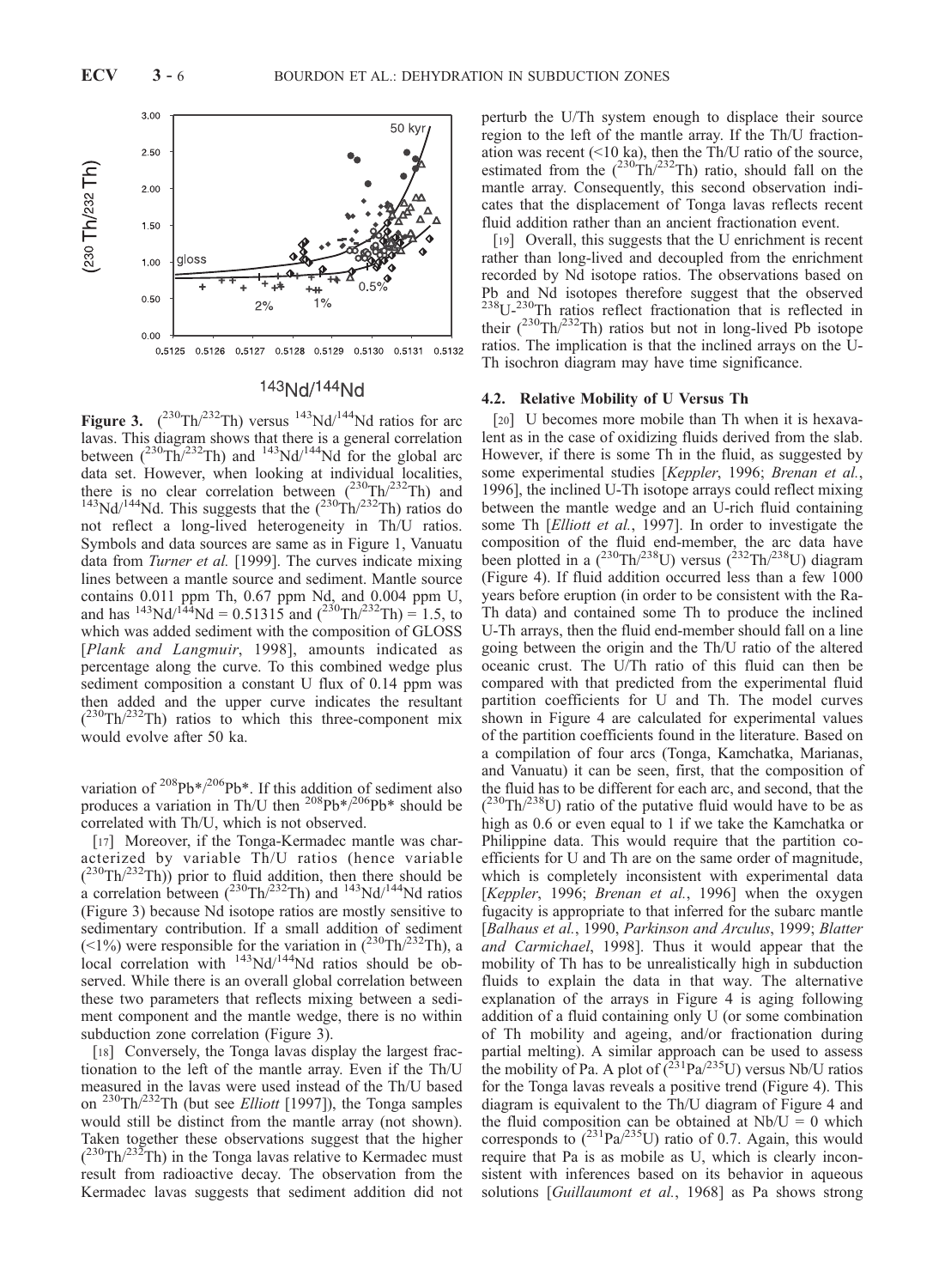**Figure 3.** ($^{230}$Th/$^{232}$Th) versus $^{143}$Nd/$^{144}$Nd ratios for arc lavas. This diagram shows that there is a general correlation between ($^{230}$Th/$^{232}$Th) and $^{143}$Nd/$^{144}$Nd for the global arc data set. However, when looking at individual localities, there is no clear correlation between ($^{230}$Th/$^{232}$Th) and $^{143}$Nd/$^{144}$Nd. This suggests that the ($^{230}$Th/$^{232}$Th) ratios do not reflect a long-lived heterogeneity in Th/U ratios. Symbols and data sources are same as in Figure 1, Vanuatu data from *Turner et al.* [1999]. The curves indicate mixing lines between a mantle source and sediment. Mantle source contains 0.011 ppm Th, 0.67 ppm Nd, and 0.004 ppm U, and has $^{143}$Nd/$^{144}$Nd = 0.51315 and ($^{230}$Th/$^{232}$Th) = 1.5, to which was added sediment with the composition of GLOSS [*Plank and Langmuir*, 1998], amounts indicated as percentage along the curve. To this combined wedge plus sediment composition a constant U flux of 0.14 ppm was then added and the upper curve indicates the resultant ($^{230}$Th/$^{232}$Th) ratios to which this three-component mix would evolve after 50 ka.

variation of $^{208}$Pb*/$^{206}$Pb*. If this addition of sediment also produces a variation in Th/U then $^{208}$Pb*/$^{206}$Pb* should be correlated with Th/U, which is not observed.

[17] Moreover, if the Tonga-Kermadec mantle was characterized by variable Th/U ratios (hence variable ($^{230}$Th/$^{232}$Th)) prior to fluid addition, then there should be a correlation between ($^{230}$Th/$^{232}$Th) and $^{143}$Nd/$^{144}$Nd ratios (Figure 3) because Nd isotope ratios are mostly sensitive to sedimentary contribution. If a small addition of sediment (<1%) were responsible for the variation in ($^{230}$Th/$^{232}$Th), a local correlation with $^{143}$Nd/$^{144}$Nd ratios should be observed. While there is an overall global correlation between these two parameters that reflects mixing between a sediment component and the mantle wedge, there is no within subduction zone correlation (Figure 3).

[18] Conversely, the Tonga lavas display the largest fractionation to the left of the mantle array. Even if the Th/U measured in the lavas were used instead of the Th/U based on $^{230}$Th/$^{232}$Th (but see *Elliott* [1997]), the Tonga samples would still be distinct from the mantle array (not shown). Taken together these observations suggest that the higher ($^{230}$Th/$^{232}$Th) in the Tonga lavas relative to Kermadec must result from radioactive decay. The observation from the Kermadec lavas suggests that sediment addition did not perturb the U/Th system enough to displace their source region to the left of the mantle array. If the Th/U fractionation was recent (<10 ka), then the Th/U ratio of the source, estimated from the ($^{230}$Th/$^{232}$Th) ratio, should fall on the mantle array. Consequently, this second observation indicates that the displacement of Tonga lavas reflects recent fluid addition rather than an ancient fractionation event.

[19] Overall, this suggests that the U enrichment is recent rather than long-lived and decoupled from the enrichment recorded by Nd isotope ratios. The observations based on Pb and Nd isotopes therefore suggest that the observed $^{238}$U-$^{230}$Th ratios reflect fractionation that is reflected in their ($^{230}$Th/$^{232}$Th) ratios but not in long-lived Pb isotope ratios. The implication is that the inclined arrays on the U-Th isochron diagram may have time significance.

### 4.2. Relative Mobility of U Versus Th

[20] U becomes more mobile than Th when it is hexavalent as in the case of oxidizing fluids derived from the slab. However, if there is some Th in the fluid, as suggested by some experimental studies [*Keppler*, 1996; *Brenan et al.*, 1996], the inclined U-Th isotope arrays could reflect mixing between the mantle wedge and an U-rich fluid containing some Th [*Elliott et al.*, 1997]. In order to investigate the composition of the fluid end-member, the arc data have been plotted in a ($^{230}$Th/$^{238}$U) versus ($^{232}$Th/$^{238}$U) diagram (Figure 4). If fluid addition occurred less than a few 1000 years before eruption (in order to be consistent with the Ra-Th data) and contained some Th to produce the inclined U-Th arrays, then the fluid end-member should fall on a line going between the origin and the Th/U ratio of the altered oceanic crust. The U/Th ratio of this fluid can then be compared with that predicted from the experimental fluid partition coefficients for U and Th. The model curves shown in Figure 4 are calculated for experimental values of the partition coefficients found in the literature. Based on a compilation of four arcs (Tonga, Kamchatka, Marianas, and Vanuatu) it can be seen, first, that the composition of the fluid has to be different for each arc, and second, that the ($^{230}$Th/$^{238}$U) ratio of the putative fluid would have to be as high as 0.6 or even equal to 1 if we take the Kamchatka or Philippine data. This would require that the partition coefficients for U and Th are on the same order of magnitude, which is completely inconsistent with experimental data [*Keppler*, 1996; *Brenan et al.*, 1996] when the oxygen fugacity is appropriate to that inferred for the subarc mantle [*Balhaus et al.*, 1990, *Parkinson and Arculus*, 1999; *Blatter and Carmichael*, 1998]. Thus it would appear that the mobility of Th has to be unrealistically high in subduction fluids to explain the data in that way. The alternative explanation of the arrays in Figure 4 is aging following addition of a fluid containing only U (or some combination of Th mobility and ageing, and/or fractionation during partial melting). A similar approach can be used to assess the mobility of Pa. A plot of ($^{231}$Pa/$^{235}$U) versus Nb/U ratios for the Tonga lavas reveals a positive trend (Figure 4). This diagram is equivalent to the Th/U diagram of Figure 4 and the fluid composition can be obtained at Nb/U = 0 which corresponds to ($^{231}$Pa/$^{235}$U) ratio of 0.7. Again, this would require that Pa is as mobile as U, which is clearly inconsistent with inferences based on its behavior in aqueous solutions [*Guillaumont et al.*, 1968] as Pa shows strong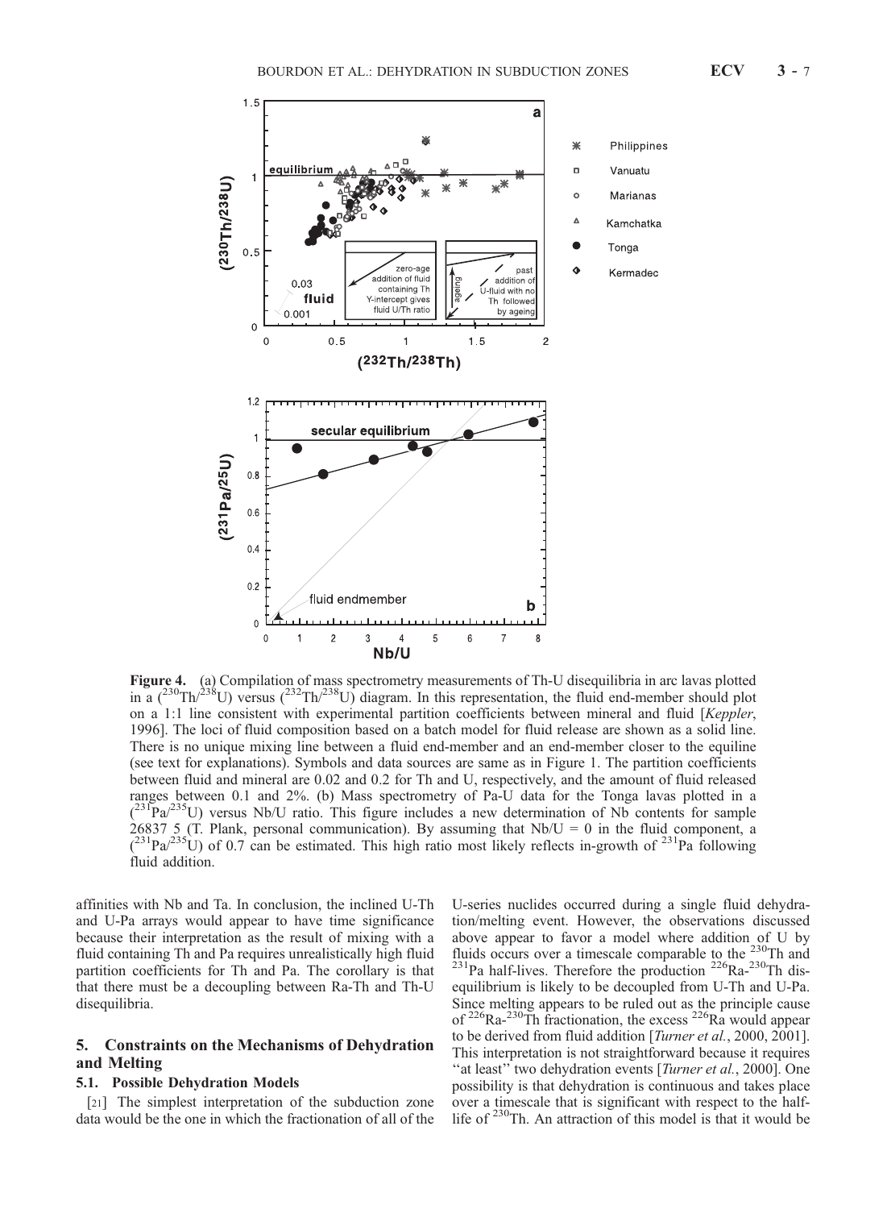**Figure 4.** (a) Compilation of mass spectrometry measurements of Th-U disequilibria in arc lavas plotted in a ($^{230}$Th/$^{238}$U) versus ($^{232}$Th/$^{238}$U) diagram. In this representation, the fluid end-member should plot on a 1:1 line consistent with experimental partition coefficients between mineral and fluid [*Keppler*, 1996]. The loci of fluid composition based on a batch model for fluid release are shown as a solid line. There is no unique mixing line between a fluid end-member and an end-member closer to the equiline (see text for explanations). Symbols and data sources are same as in Figure 1. The partition coefficients between fluid and mineral are 0.02 and 0.2 for Th and U, respectively, and the amount of fluid released ranges between 0.1 and 2%. (b) Mass spectrometry of Pa-U data for the Tonga lavas plotted in a ($^{231}$Pa/$^{235}$U) versus Nb/U ratio. This figure includes a new determination of Nb contents for sample 26837 5 (T. Plank, personal communication). By assuming that Nb/U = 0 in the fluid component, a ($^{231}$Pa/$^{235}$U) of 0.7 can be estimated. This high ratio most likely reflects in-growth of $^{231}$Pa following fluid addition.

affinities with Nb and Ta. In conclusion, the inclined U-Th and U-Pa arrays would appear to have time significance because their interpretation as the result of mixing with a fluid containing Th and Pa requires unrealistically high fluid partition coefficients for Th and Pa. The corollary is that that there must be a decoupling between Ra-Th and Th-U disequilibria.

## 5. Constraints on the Mechanisms of Dehydration and Melting

### 5.1. Possible Dehydration Models

[21] The simplest interpretation of the subduction zone data would be the one in which the fractionation of all of the U-series nuclides occurred during a single fluid dehydration/melting event. However, the observations discussed above appear to favor a model where addition of U by fluids occurs over a timescale comparable to the $^{230}$Th and $^{231}$Pa half-lives. Therefore the production $^{226}$Ra-$^{230}$Th disequilibrium is likely to be decoupled from U-Th and U-Pa. Since melting appears to be ruled out as the principle cause of $^{226}$Ra-$^{230}$Th fractionation, the excess $^{226}$Ra would appear to be derived from fluid addition [*Turner et al.*, 2000, 2001]. This interpretation is not straightforward because it requires "at least" two dehydration events [*Turner et al.*, 2000]. One possibility is that dehydration is continuous and takes place over a timescale that is significant with respect to the half-life of $^{230}$Th. An attraction of this model is that it would be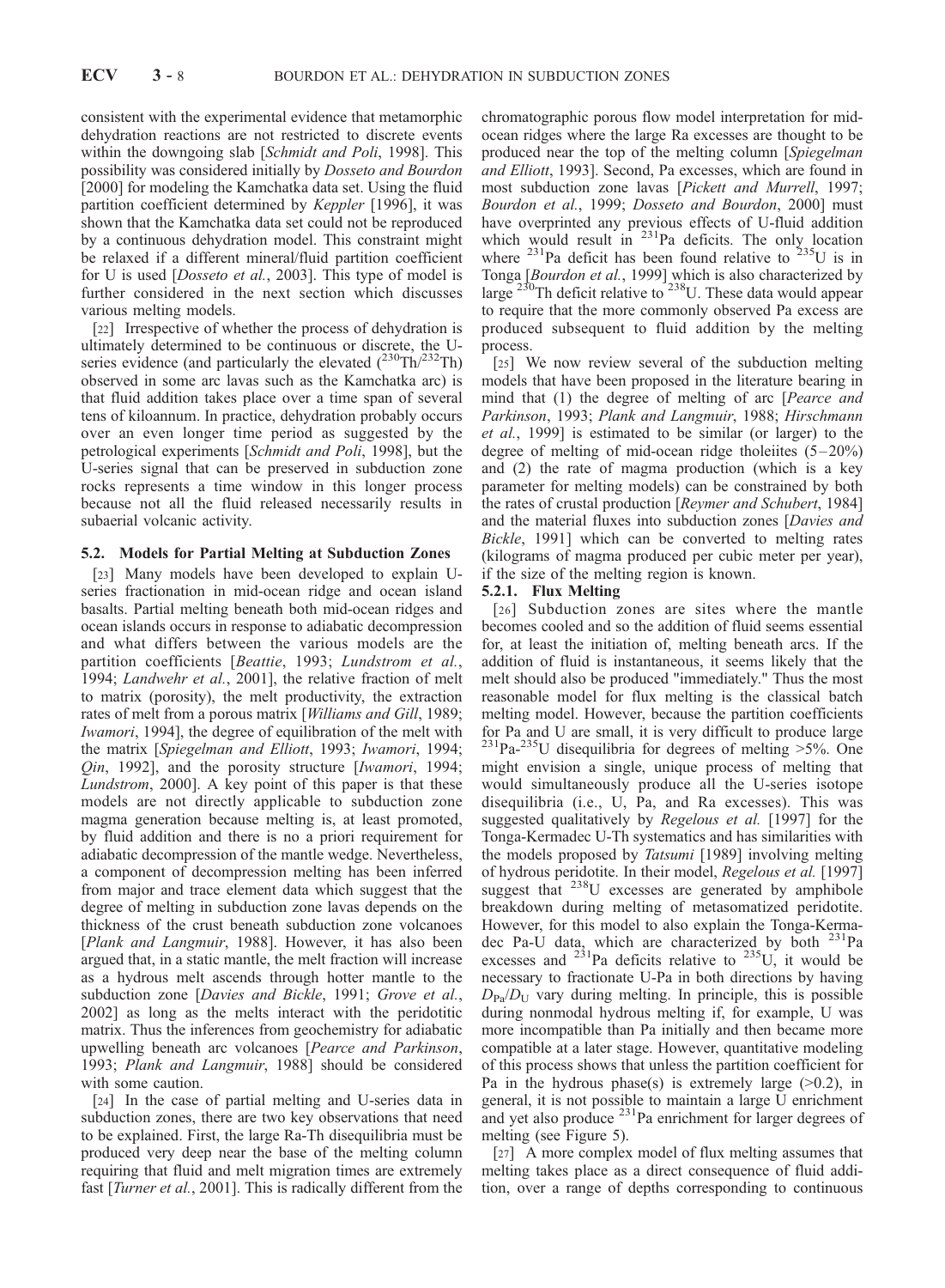consistent with the experimental evidence that metamorphic dehydration reactions are not restricted to discrete events within the downgoing slab [*Schmidt and Poli*, 1998]. This possibility was considered initially by *Dosseto and Bourdon* [2000] for modeling the Kamchatka data set. Using the fluid partition coefficient determined by *Keppler* [1996], it was shown that the Kamchatka data set could not be reproduced by a continuous dehydration model. This constraint might be relaxed if a different mineral/fluid partition coefficient for U is used [*Dosseto et al.*, 2003]. This type of model is further considered in the next section which discusses various melting models.

[22] Irrespective of whether the process of dehydration is ultimately determined to be continuous or discrete, the U-series evidence (and particularly the elevated ($^{230}Th/^{232}Th$) observed in some arc lavas such as the Kamchatka arc) is that fluid addition takes place over a time span of several tens of kiloannum. In practice, dehydration probably occurs over an even longer time period as suggested by the petrological experiments [*Schmidt and Poli*, 1998], but the U-series signal that can be preserved in subduction zone rocks represents a time window in this longer process because not all the fluid released necessarily results in subaerial volcanic activity.

### 5.2. Models for Partial Melting at Subduction Zones

[23] Many models have been developed to explain U-series fractionation in mid-ocean ridge and ocean island basalts. Partial melting beneath both mid-ocean ridges and ocean islands occurs in response to adiabatic decompression and what differs between the various models are the partition coefficients [*Beattie*, 1993; *Lundstrom et al.*, 1994; *Landwehr et al.*, 2001], the relative fraction of melt to matrix (porosity), the melt productivity, the extraction rates of melt from a porous matrix [*Williams and Gill*, 1989; *Iwamori*, 1994], the degree of equilibration of the melt with the matrix [*Spiegelman and Elliott*, 1993; *Iwamori*, 1994; *Qin*, 1992], and the porosity structure [*Iwamori*, 1994; *Lundstrom*, 2000]. A key point of this paper is that these models are not directly applicable to subduction zone magma generation because melting is, at least promoted, by fluid addition and there is no a priori requirement for adiabatic decompression of the mantle wedge. Nevertheless, a component of decompression melting has been inferred from major and trace element data which suggest that the degree of melting in subduction zone lavas depends on the thickness of the crust beneath subduction zone volcanoes [*Plank and Langmuir*, 1988]. However, it has also been argued that, in a static mantle, the melt fraction will increase as a hydrous melt ascends through hotter mantle to the subduction zone [*Davies and Bickle*, 1991; *Grove et al.*, 2002] as long as the melts interact with the peridotitic matrix. Thus the inferences from geochemistry for adiabatic upwelling beneath arc volcanoes [*Pearce and Parkinson*, 1993; *Plank and Langmuir*, 1988] should be considered with some caution.

[24] In the case of partial melting and U-series data in subduction zones, there are two key observations that need to be explained. First, the large Ra-Th disequilibria must be produced very deep near the base of the melting column requiring that fluid and melt migration times are extremely fast [*Turner et al.*, 2001]. This is radically different from the chromatographic porous flow model interpretation for mid-ocean ridges where the large Ra excesses are thought to be produced near the top of the melting column [*Spiegelman and Elliott*, 1993]. Second, Pa excesses, which are found in most subduction zone lavas [*Pickett and Murrell*, 1997; *Bourdon et al.*, 1999; *Dosseto and Bourdon*, 2000] must have overprinted any previous effects of U-fluid addition which would result in $^{231}Pa$ deficits. The only location where $^{231}Pa$ deficit has been found relative to $^{235}U$ is in Tonga [*Bourdon et al.*, 1999] which is also characterized by large $^{230}Th$ deficit relative to $^{238}U$. These data would appear to require that the more commonly observed Pa excess are produced subsequent to fluid addition by the melting process.

[25] We now review several of the subduction melting models that have been proposed in the literature bearing in mind that (1) the degree of melting of arc [*Pearce and Parkinson*, 1993; *Plank and Langmuir*, 1988; *Hirschmann et al.*, 1999] is estimated to be similar (or larger) to the degree of melting of mid-ocean ridge tholeiites (5–20%) and (2) the rate of magma production (which is a key parameter for melting models) can be constrained by both the rates of crustal production [*Reymer and Schubert*, 1984] and the material fluxes into subduction zones [*Davies and Bickle*, 1991] which can be converted to melting rates (kilograms of magma produced per cubic meter per year), if the size of the melting region is known.

#### 5.2.1. Flux Melting

[26] Subduction zones are sites where the mantle becomes cooled and so the addition of fluid seems essential for, at least the initiation of, melting beneath arcs. If the addition of fluid is instantaneous, it seems likely that the melt should also be produced "immediately." Thus the most reasonable model for flux melting is the classical batch melting model. However, because the partition coefficients for Pa and U are small, it is very difficult to produce large $^{231}Pa$-$^{235}U$ disequilibria for degrees of melting >5%. One might envision a single, unique process of melting that would simultaneously produce all the U-series isotope disequilibria (i.e., U, Pa, and Ra excesses). This was suggested qualitatively by *Regelous et al.* [1997] for the Tonga-Kermadec U-Th systematics and has similarities with the models proposed by *Tatsumi* [1989] involving melting of hydrous peridotite. In their model, *Regelous et al.* [1997] suggest that $^{238}U$ excesses are generated by amphibole breakdown during melting of metasomatized peridotite. However, for this model to also explain the Tonga-Kermadec Pa-U data, which are characterized by both $^{231}Pa$ excesses and $^{231}Pa$ deficits relative to $^{235}U$, it would be necessary to fractionate U-Pa in both directions by having $D_{Pa}/D_U$ vary during melting. In principle, this is possible during nonmodal hydrous melting if, for example, U was more incompatible than Pa initially and then became more compatible at a later stage. However, quantitative modeling of this process shows that unless the partition coefficient for Pa in the hydrous phase(s) is extremely large (>0.2), in general, it is not possible to maintain a large U enrichment and yet also produce $^{231}Pa$ enrichment for larger degrees of melting (see Figure 5).

[27] A more complex model of flux melting assumes that melting takes place as a direct consequence of fluid addition, over a range of depths corresponding to continuous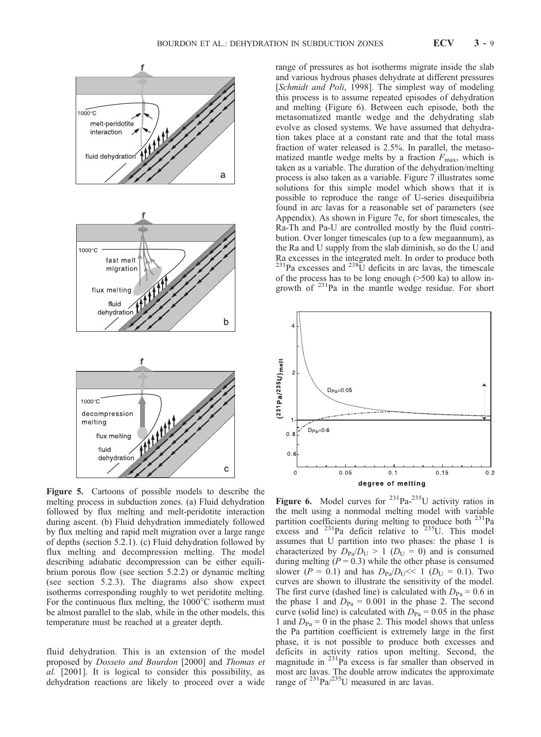**Figure 5.** Cartoons of possible models to describe the melting process in subduction zones. (a) Fluid dehydration followed by flux melting and melt-peridotite interaction during ascent. (b) Fluid dehydration immediately followed by flux melting and rapid melt migration over a large range of depths (section 5.2.1). (c) Fluid dehydration followed by flux melting and decompression melting. The model describing adiabatic decompression can be either equilibrium porous flow (see section 5.2.2) or dynamic melting (see section 5.2.3). The diagrams also show expect isotherms corresponding roughly to wet peridotite melting. For the continuous flux melting, the 1000°C isotherm must be almost parallel to the slab, while in the other models, this temperature must be reached at a greater depth.

fluid dehydration. This is an extension of the model proposed by *Dosseto and Bourdon* [2000] and *Thomas et al.* [2001]. It is logical to consider this possibility, as dehydration reactions are likely to proceed over a wide range of pressures as hot isotherms migrate inside the slab and various hydrous phases dehydrate at different pressures [*Schmidt and Poli*, 1998]. The simplest way of modeling this process is to assume repeated episodes of dehydration and melting (Figure 6). Between each episode, both the metasomatized mantle wedge and the dehydrating slab evolve as closed systems. We have assumed that dehydration takes place at a constant rate and that the total mass fraction of water released is 2.5%. In parallel, the metasomatized mantle wedge melts by a fraction $F_{max}$, which is taken as a variable. The duration of the dehydration/melting process is also taken as a variable. Figure 7 illustrates some solutions for this simple model which shows that it is possible to reproduce the range of U-series disequilibria found in arc lavas for a reasonable set of parameters (see Appendix). As shown in Figure 7c, for short timescales, the Ra-Th and Pa-U are controlled mostly by the fluid contribution. Over longer timescales (up to a few megaannum), as the Ra and U supply from the slab diminish, so do the U and Ra excesses in the integrated melt. In order to produce both $^{231}$Pa excesses and $^{238}$U deficits in arc lavas, the timescale of the process has to be long enough (>500 ka) to allow ingrowth of $^{231}$Pa in the mantle wedge residue. For short

**Figure 6.** Model curves for $^{231}$Pa-$^{235}$U activity ratios in the melt using a nonmodal melting model with variable partition coefficients during melting to produce both $^{231}$Pa excess and $^{231}$Pa deficit relative to $^{235}$U. This model assumes that U partition into two phases: the phase 1 is characterized by $D_{Pa}/D_U > 1$ ($D_U = 0$) and is consumed during melting ($P = 0.3$) while the other phase is consumed slower ($P = 0.1$) and has $D_{Pa}/D_U << 1$ ($D_U = 0.1$). Two curves are shown to illustrate the sensitivity of the model. The first curve (dashed line) is calculated with $D_{Pa} = 0.6$ in the phase 1 and $D_{Pa} = 0.001$ in the phase 2. The second curve (solid line) is calculated with $D_{Pa} = 0.05$ in the phase 1 and $D_{Pa} = 0$ in the phase 2. This model shows that unless the Pa partition coefficient is extremely large in the first phase, it is not possible to produce both excesses and deficits in activity ratios upon melting. Second, the magnitude in $^{231}$Pa excess is far smaller than observed in most arc lavas. The double arrow indicates the approximate range of $^{231}$Pa/$^{235}$U measured in arc lavas.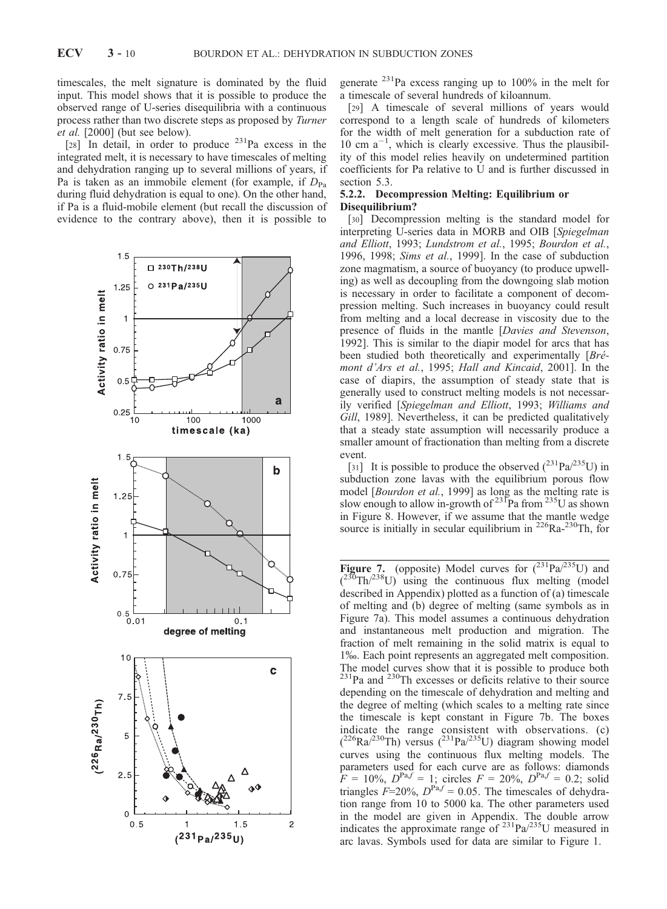timescales, the melt signature is dominated by the fluid input. This model shows that it is possible to produce the observed range of U-series disequilibria with a continuous process rather than two discrete steps as proposed by *Turner et al.* [2000] (but see below).

[28] In detail, in order to produce $^{231}Pa$ excess in the integrated melt, it is necessary to have timescales of melting and dehydration ranging up to several millions of years, if Pa is taken as an immobile element (for example, if $D_{Pa}$ during fluid dehydration is equal to one). On the other hand, if Pa is a fluid-mobile element (but recall the discussion of evidence to the contrary above), then it is possible to generate $^{231}Pa$ excess ranging up to 100% in the melt for a timescale of several hundreds of kiloannum.

[29] A timescale of several millions of years would correspond to a length scale of hundreds of kilometers for the width of melt generation for a subduction rate of 10 cm $a^{-1}$, which is clearly excessive. Thus the plausibility of this model relies heavily on undetermined partition coefficients for Pa relative to U and is further discussed in section 5.3.

### 5.2.2. Decompression Melting: Equilibrium or Disequilibrium?

[30] Decompression melting is the standard model for interpreting U-series data in MORB and OIB [*Spiegelman and Elliott*, 1993; *Lundstrom et al.*, 1995; *Bourdon et al.*, 1996, 1998; *Sims et al.*, 1999]. In the case of subduction zone magmatism, a source of buoyancy (to produce upwelling) as well as decoupling from the downgoing slab motion is necessary in order to facilitate a component of decompression melting. Such increases in buoyancy could result from melting and a local decrease in viscosity due to the presence of fluids in the mantle [*Davies and Stevenson*, 1992]. This is similar to the diapir model for arcs that has been studied both theoretically and experimentally [*Brémont d'Ars et al.*, 1995; *Hall and Kincaid*, 2001]. In the case of diapirs, the assumption of steady state that is generally used to construct melting models is not necessarily verified [*Spiegelman and Elliott*, 1993; *Williams and Gill*, 1989]. Nevertheless, it can be predicted qualitatively that a steady state assumption will necessarily produce a smaller amount of fractionation than melting from a discrete event.

[31] It is possible to produce the observed ($^{231}Pa/^{235}U$) in subduction zone lavas with the equilibrium porous flow model [*Bourdon et al.*, 1999] as long as the melting rate is slow enough to allow in-growth of $^{231}Pa$ from $^{235}U$ as shown in Figure 8. However, if we assume that the mantle wedge source is initially in secular equilibrium in $^{226}Ra$-$^{230}Th$, for

**Figure 7.** (opposite) Model curves for ($^{231}Pa/^{235}U$) and ($^{230}Th/^{238}U$) using the continuous flux melting (model described in Appendix) plotted as a function of (a) timescale of melting and (b) degree of melting (same symbols as in Figure 7a). This model assumes a continuous dehydration and instantaneous melt production and migration. The fraction of melt remaining in the solid matrix is equal to 1‰. Each point represents an aggregated melt composition. The model curves show that it is possible to produce both $^{231}Pa$ and $^{230}Th$ excesses or deficits relative to their source depending on the timescale of dehydration and melting and the degree of melting (which scales to a melting rate since the timescale is kept constant in Figure 7b. The boxes indicate the range consistent with observations. (c) ($^{226}Ra/^{230}Th$) versus ($^{231}Pa/^{235}U$) diagram showing model curves using the continuous flux melting models. The parameters used for each curve are as follows: diamonds $F$ = 10%, $D^{Pa,f}$ = 1; circles $F$ = 20%, $D^{Pa,f}$ = 0.2; solid triangles $F$=20%, $D^{Pa,f}$ = 0.05. The timescales of dehydration range from 10 to 5000 ka. The other parameters used in the model are given in Appendix. The double arrow indicates the approximate range of $^{231}Pa/^{235}U$ measured in arc lavas. Symbols used for data are similar to Figure 1.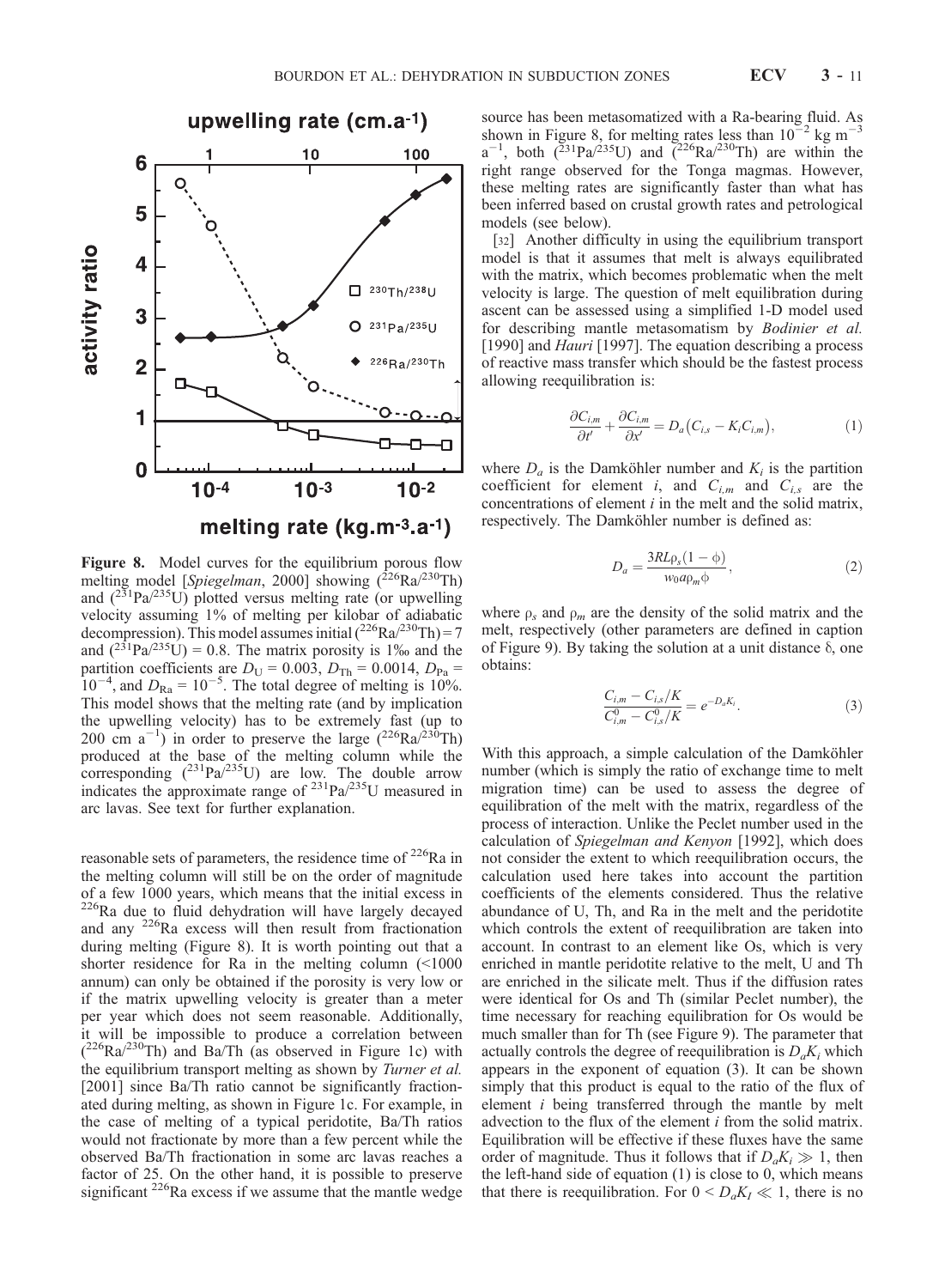**Figure 8.** Model curves for the equilibrium porous flow melting model [*Spiegelman*, 2000] showing ($^{226}$Ra/$^{230}$Th) and ($^{231}$Pa/$^{235}$U) plotted versus melting rate (or upwelling velocity assuming 1% of melting per kilobar of adiabatic decompression). This model assumes initial ($^{226}$Ra/$^{230}$Th) = 7 and ($^{231}$Pa/$^{235}$U) = 0.8. The matrix porosity is 1‰ and the partition coefficients are $D_U = 0.003$, $D_{Th} = 0.0014$, $D_{Pa} = 10^{-4}$, and $D_{Ra} = 10^{-5}$. The total degree of melting is 10%. This model shows that the melting rate (and by implication the upwelling velocity) has to be extremely fast (up to 200 cm a$^{-1}$) in order to preserve the large ($^{226}$Ra/$^{230}$Th) produced at the base of the melting column while the corresponding ($^{231}$Pa/$^{235}$U) are low. The double arrow indicates the approximate range of $^{231}$Pa/$^{235}$U measured in arc lavas. See text for further explanation.

reasonable sets of parameters, the residence time of $^{226}$Ra in the melting column will still be on the order of magnitude of a few 1000 years, which means that the initial excess in $^{226}$Ra due to fluid dehydration will have largely decayed and any $^{226}$Ra excess will then result from fractionation during melting (Figure 8). It is worth pointing out that a shorter residence for Ra in the melting column (<1000 annum) can only be obtained if the porosity is very low or if the matrix upwelling velocity is greater than a meter per year which does not seem reasonable. Additionally, it will be impossible to produce a correlation between ($^{226}$Ra/$^{230}$Th) and Ba/Th (as observed in Figure 1c) with the equilibrium transport melting as shown by *Turner et al.* [2001] since Ba/Th ratios cannot be significantly fractionated during melting, as shown in Figure 1c. For example, in the case of melting of a typical peridotite, Ba/Th ratios would not fractionate by more than a few percent while the observed Ba/Th fractionation in some arc lavas reaches a factor of 25. On the other hand, it is possible to preserve significant $^{226}$Ra excess if we assume that the mantle wedge source has been metasomatized with a Ra-bearing fluid. As shown in Figure 8, for melting rates less than $10^{-2}$ kg m$^{-3}$ a$^{-1}$, both ($^{231}$Pa/$^{235}$U) and ($^{226}$Ra/$^{230}$Th) are within the right range observed for the Tonga magmas. However, these melting rates are significantly faster than what has been inferred based on crustal growth rates and petrological models (see below).

[32] Another difficulty in using the equilibrium transport model is that it assumes that melt is always equilibrated with the matrix, which becomes problematic when the melt velocity is large. The question of melt equilibration during ascent can be assessed using a simplified 1-D model used for describing mantle metasomatism by *Bodinier et al.* [1990] and *Hauri* [1997]. The equation describing a process of reactive mass transfer which should be the fastest process allowing reequilibration is:

$$\frac{\partial C_{i,m}}{\partial t'} + \frac{\partial C_{i,m}}{\partial x'} = D_a\left(C_{i,s} - K_i C_{i,m}\right), \qquad (1)$$

where $D_a$ is the Damköhler number and $K_i$ is the partition coefficient for element $i$, and $C_{i,m}$ and $C_{i,s}$ are the concentrations of element $i$ in the melt and the solid matrix, respectively. The Damköhler number is defined as:

$$D_a = \frac{3RL\rho_s(1-\phi)}{w_0 a \rho_m \phi}, \qquad (2)$$

where $\rho_s$ and $\rho_m$ are the density of the solid matrix and the melt, respectively (other parameters are defined in caption of Figure 9). By taking the solution at a unit distance $\delta$, one obtains:

$$\frac{C_{i,m} - C_{i,s}/K}{C_{i,m}^0 - C_{i,s}^0/K} = e^{-D_a K_i}. \qquad (3)$$

With this approach, a simple calculation of the Damköhler number (which is simply the ratio of exchange time to melt migration time) can be used to assess the degree of equilibration of the melt with the matrix, regardless of the process of interaction. Unlike the Peclet number used in the calculation of *Spiegelman and Kenyon* [1992], which does not consider the extent to which reequilibration occurs, the calculation used here takes into account the partition coefficients of the elements considered. Thus the relative abundance of U, Th, and Ra in the melt and the peridotite which controls the extent of reequilibration are taken into account. In contrast to an element like Os, which is very enriched in mantle peridotite relative to the melt, U and Th are enriched in the silicate melt. Thus if the diffusion rates were identical for Os and Th (similar Peclet number), the time necessary for reaching equilibration for Os would be much smaller than for Th (see Figure 9). The parameter that actually controls the degree of reequilibration is $D_aK_i$ which appears in the exponent of equation (3). It can be shown simply that this product is equal to the ratio of the flux of element $i$ being transferred through the mantle by melt advection to the flux of the element $i$ from the solid matrix. Equilibration will be effective if these fluxes have the same order of magnitude. Thus it follows that if $D_aK_i \gg 1$, then the left-hand side of equation (1) is close to 0, which means that there is reequilibration. For $0 < D_aK_I \ll 1$, there is no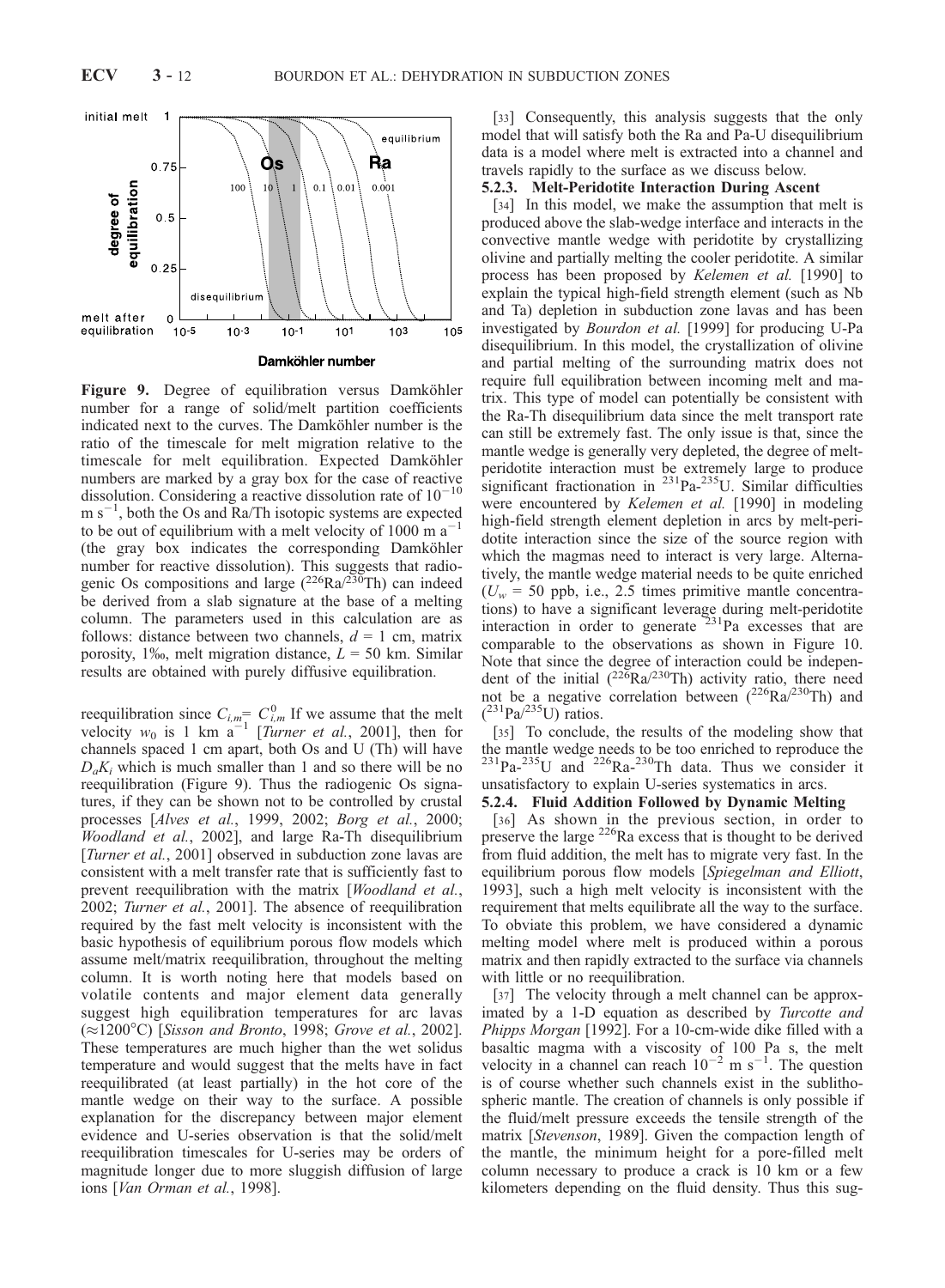**Figure 9.** Degree of equilibration versus Damköhler number for a range of solid/melt partition coefficients indicated next to the curves. The Damköhler number is the ratio of the timescale for melt migration relative to the timescale for melt equilibration. Expected Damköhler numbers are marked by a gray box for the case of reactive dissolution. Considering a reactive dissolution rate of $10^{-10}$ m s$^{-1}$, both the Os and Ra/Th isotopic systems are expected to be out of equilibrium with a melt velocity of 1000 m a$^{-1}$ (the gray box indicates the corresponding Damköhler number for reactive dissolution). This suggests that radiogenic Os compositions and large ($^{226}$Ra/$^{230}$Th) can indeed be derived from a slab signature at the base of a melting column. The parameters used in this calculation are as follows: distance between two channels, $d$ = 1 cm, matrix porosity, 1‰, melt migration distance, $L$ = 50 km. Similar results are obtained with purely diffusive equilibration.

reequilibration since $C_{i,m} = C^0_{i,m}$ If we assume that the melt velocity $w_0$ is 1 km a$^{-1}$ [*Turner et al.*, 2001], then for channels spaced 1 cm apart, both Os and U (Th) will have $D_a K_i$ which is much smaller than 1 and so there will be no reequilibration (Figure 9). Thus the radiogenic Os signatures, if they can be shown not to be controlled by crustal processes [*Alves et al.*, 1999, 2002; *Borg et al.*, 2000; *Woodland et al.*, 2002], and large Ra-Th disequilibrium [*Turner et al.*, 2001] observed in subduction zone lavas are consistent with a melt transfer rate that is sufficiently fast to prevent reequilibration with the matrix [*Woodland et al.*, 2002; *Turner et al.*, 2001]. The absence of reequilibration required by the fast melt velocity is inconsistent with the basic hypothesis of equilibrium porous flow models which assume melt/matrix reequilibration, throughout the melting column. It is worth noting here that models based on volatile contents and major element data generally suggest high equilibration temperatures for arc lavas (≈1200°C) [*Sisson and Bronto*, 1998; *Grove et al.*, 2002]. These temperatures are much higher than the wet solidus temperature and would suggest that the melts have in fact reequilibrated (at least partially) in the hot core of the mantle wedge on their way to the surface. A possible explanation for the discrepancy between major element evidence and U-series observation is that the solid/melt reequilibration timescales for U-series may be orders of magnitude longer due to more sluggish diffusion of large ions [*Van Orman et al.*, 1998].

[33] Consequently, this analysis suggests that the only model that will satisfy both the Ra and Pa-U disequilibrium data is a model where melt is extracted into a channel and travels rapidly to the surface as we discuss below.

#### 5.2.3. Melt-Peridotite Interaction During Ascent

[34] In this model, we make the assumption that melt is produced above the slab-wedge interface and interacts in the convective mantle wedge with peridotite by crystallizing olivine and partially melting the cooler peridotite. A similar process has been proposed by *Kelemen et al.* [1990] to explain the typical high-field strength element (such as Nb and Ta) depletion in subduction zone lavas and has been investigated by *Bourdon et al.* [1999] for producing U-Pa disequilibrium. In this model, the crystallization of olivine and partial melting of the surrounding matrix does not require full equilibration between incoming melt and matrix. This type of model can potentially be consistent with the Ra-Th disequilibrium data since the melt transport rate can still be extremely fast. The only issue is that, since the mantle wedge is generally very depleted, the degree of melt-peridotite interaction must be extremely large to produce significant fractionation in $^{231}$Pa-$^{235}$U. Similar difficulties were encountered by *Kelemen et al.* [1990] in modeling high-field strength element depletion in arcs by melt-peridotite interaction since the size of the source region with which the magmas need to interact is very large. Alternatively, the mantle wedge material needs to be quite enriched ($U_w$ = 50 ppb, i.e., 2.5 times primitive mantle concentrations) to have a significant leverage during melt-peridotite interaction in order to generate $^{231}$Pa excesses that are comparable to the observations as shown in Figure 10. Note that since the degree of interaction could be independent of the initial ($^{226}$Ra/$^{230}$Th) activity ratio, there need not be a negative correlation between ($^{226}$Ra/$^{230}$Th) and ($^{231}$Pa/$^{235}$U) ratios.

[35] To conclude, the results of the modeling show that the mantle wedge needs to be too enriched to reproduce the $^{231}$Pa-$^{235}$U and $^{226}$Ra-$^{230}$Th data. Thus we consider it unsatisfactory to explain U-series systematics in arcs.

#### 5.2.4. Fluid Addition Followed by Dynamic Melting

[36] As shown in the previous section, in order to preserve the large $^{226}$Ra excess that is thought to be derived from fluid addition, the melt has to migrate very fast. In the equilibrium porous flow models [*Spiegelman and Elliott*, 1993], such a high melt velocity is inconsistent with the requirement that melts equilibrate all the way to the surface. To obviate this problem, we have considered a dynamic melting model where melt is produced within a porous matrix and then rapidly extracted to the surface via channels with little or no reequilibration.

[37] The velocity through a melt channel can be approximated by a 1-D equation as described by *Turcotte and Phipps Morgan* [1992]. For a 10-cm-wide dike filled with a basaltic magma with a viscosity of 100 Pa s, the melt velocity in a channel can reach $10^{-2}$ m s$^{-1}$. The question is of course whether such channels exist in the sublithospheric mantle. The creation of channels is only possible if the fluid/melt pressure exceeds the tensile strength of the matrix [*Stevenson*, 1989]. Given the compaction length of the mantle, the minimum height for a pore-filled melt column necessary to produce a crack is 10 km or a few kilometers depending on the fluid density. Thus this sug-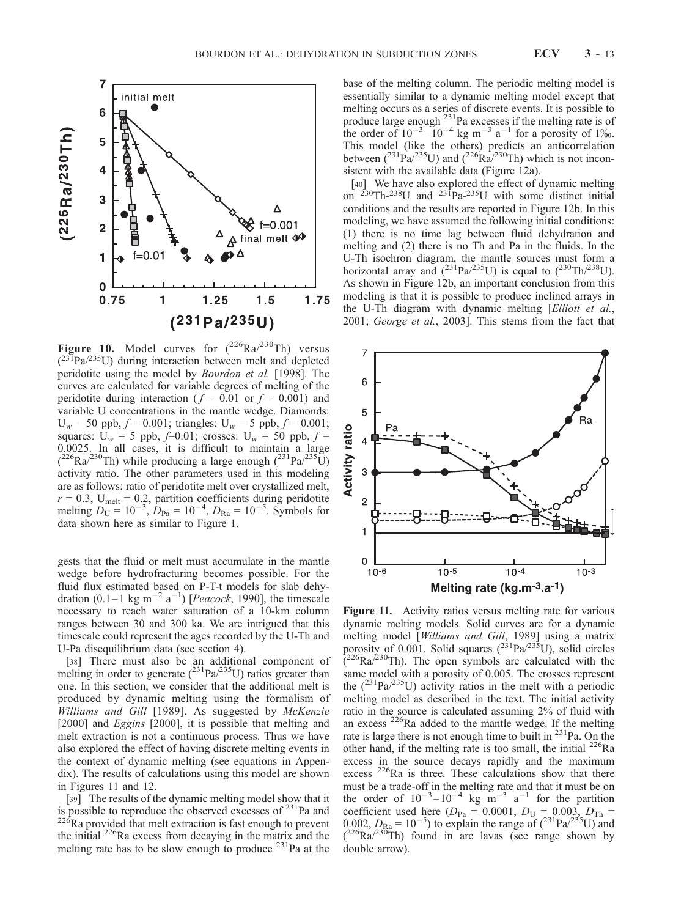**Figure 10.** Model curves for ($^{226}$Ra/$^{230}$Th) versus ($^{231}$Pa/$^{235}$U) during interaction between melt and depleted peridotite using the model by *Bourdon et al.* [1998]. The curves are calculated for variable degrees of melting of the peridotite during interaction ($f = 0.01$ or $f = 0.001$) and variable U concentrations in the mantle wedge. Diamonds: $U_w = 50$ ppb, $f = 0.001$; triangles: $U_w = 5$ ppb, $f = 0.001$; squares: $U_w = 5$ ppb, $f$=0.01; crosses: $U_w = 50$ ppb, $f = 0.0025$. In all cases, it is difficult to maintain a large ($^{226}$Ra/$^{230}$Th) while producing a large enough ($^{231}$Pa/$^{235}$U) activity ratio. The other parameters used in this modeling are as follows: ratio of peridotite melt over crystallized melt, $r = 0.3$, $U_{melt} = 0.2$, partition coefficients during peridotite melting $D_U = 10^{-3}$, $D_{Pa} = 10^{-4}$, $D_{Ra} = 10^{-5}$. Symbols for data shown here as similar to Figure 1.

gests that the fluid or melt must accumulate in the mantle wedge before hydrofracturing becomes possible. For the fluid flux estimated based on P-T-t models for slab dehydration (0.1–1 kg m$^{-2}$ a$^{-1}$) [*Peacock*, 1990], the timescale necessary to reach water saturation of a 10-km column ranges between 30 and 300 ka. We are intrigued that this timescale could represent the ages recorded by the U-Th and U-Pa disequilibrium data (see section 4).

[38] There must also be an additional component of melting in order to generate ($^{231}$Pa/$^{235}$U) ratios greater than one. In this section, we consider that the additional melt is produced by dynamic melting using the formalism of *Williams and Gill* [1989]. As suggested by *McKenzie* [2000] and *Eggins* [2000], it is possible that melting and melt extraction is not a continuous process. Thus we have also explored the effect of having discrete melting events in the context of dynamic melting (see equations in Appendix). The results of calculations using this model are shown in Figures 11 and 12.

[39] The results of the dynamic melting model show that it is possible to reproduce the observed excesses of $^{231}$Pa and $^{226}$Ra provided that melt extraction is fast enough to prevent the initial $^{226}$Ra excess from decaying in the matrix and the melting rate has to be slow enough to produce $^{231}$Pa at the base of the melting column. The periodic melting model is essentially similar to a dynamic melting model except that melting occurs as a series of discrete events. It is possible to produce large enough $^{231}$Pa excesses if the melting rate is of the order of $10^{-3}$–$10^{-4}$ kg m$^{-3}$ a$^{-1}$ for a porosity of 1‰. This model (like the others) predicts an anticorrelation between ($^{231}$Pa/$^{235}$U) and ($^{226}$Ra/$^{230}$Th) which is not inconsistent with the available data (Figure 12a).

[40] We have also explored the effect of dynamic melting on $^{230}$Th-$^{238}$U and $^{231}$Pa-$^{235}$U with some distinct initial conditions and the results are reported in Figure 12b. In this modeling, we have assumed the following initial conditions: (1) there is no time lag between fluid dehydration and melting and (2) there is no Th and Pa in the fluids. In the U-Th isochron diagram, the mantle sources must form a horizontal array and ($^{231}$Pa/$^{235}$U) is equal to ($^{230}$Th/$^{238}$U). As shown in Figure 12b, an important conclusion from this modeling is that it is possible to produce inclined arrays in the U-Th diagram with dynamic melting [*Elliott et al.*, 2001; *George et al.*, 2003]. This stems from the fact that

**Figure 11.** Activity ratios versus melting rate for various dynamic melting models. Solid curves are for a dynamic melting model [*Williams and Gill*, 1989] using a matrix porosity of 0.001. Solid squares ($^{231}$Pa/$^{235}$U), solid circles ($^{226}$Ra/$^{230}$Th). The open symbols are calculated with the same model with a porosity of 0.005. The crosses represent the ($^{231}$Pa/$^{235}$U) activity ratios in the melt with a periodic melting model as described in the text. The initial activity ratio in the source is calculated assuming 2% of fluid with an excess $^{226}$Ra added to the mantle wedge. If the melting rate is large there is not enough time to built in $^{231}$Pa. On the other hand, if the melting rate is too small, the initial $^{226}$Ra excess in the source decays rapidly and the maximum excess $^{226}$Ra is three. These calculations show that there must be a trade-off in the melting rate and that it must be on the order of $10^{-3}$–$10^{-4}$ kg m$^{-3}$ a$^{-1}$ for the partition coefficient used here ($D_{Pa} = 0.0001$, $D_U = 0.003$, $D_{Th} = 0.002$, $D_{Ra} = 10^{-5}$) to explain the range of ($^{231}$Pa/$^{235}$U) and ($^{226}$Ra/$^{230}$Th) found in arc lavas (see range shown by double arrow).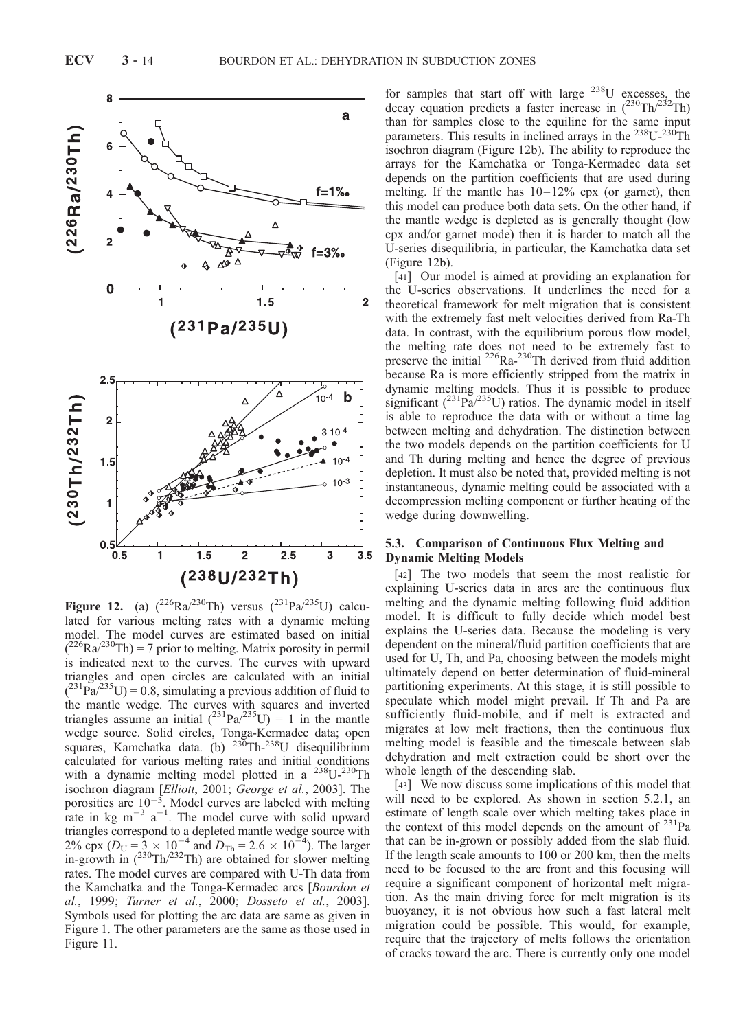**Figure 12.** (a) ($^{226}$Ra/$^{230}$Th) versus ($^{231}$Pa/$^{235}$U) calculated for various melting rates with a dynamic melting model. The model curves are estimated based on initial ($^{226}$Ra/$^{230}$Th) = 7 prior to melting. Matrix porosity in permil is indicated next to the curves. The curves with upward triangles and open circles are calculated with an initial ($^{231}$Pa/$^{235}$U) = 0.8, simulating a previous addition of fluid to the mantle wedge. The curves with squares and inverted triangles assume an initial ($^{231}$Pa/$^{235}$U) = 1 in the mantle wedge source. Solid circles, Tonga-Kermadec data; open squares, Kamchatka data. (b) $^{230}$Th-$^{238}$U disequilibrium calculated for various melting rates and initial conditions with a dynamic melting model plotted in a $^{238}$U-$^{230}$Th isochron diagram [*Elliott*, 2001; *George et al.*, 2003]. The porosities are $10^{-3}$. Model curves are labeled with melting rate in kg m$^{-3}$ a$^{-1}$. The model curve with solid upward triangles correspond to a depleted mantle wedge source with 2% cpx ($D_U = 3 \times 10^{-4}$ and $D_{Th} = 2.6 \times 10^{-4}$). The larger in-growth in ($^{230}$Th/$^{232}$Th) are obtained for slower melting rates. The model curves are compared with U-Th data from the Kamchatka and the Tonga-Kermadec arcs [*Bourdon et al.*, 1999; *Turner et al.*, 2000; *Dosseto et al.*, 2003]. Symbols used for plotting the arc data are same as given in Figure 1. The other parameters are the same as those used in Figure 11.

for samples that start off with large $^{238}$U excesses, the decay equation predicts a faster increase in ($^{230}$Th/$^{232}$Th) than for samples close to the equiline for the same input parameters. This results in inclined arrays in the $^{238}$U-$^{230}$Th isochron diagram (Figure 12b). The ability to reproduce the arrays for the Kamchatka or Tonga-Kermadec data set depends on the partition coefficients that are used during melting. If the mantle has 10–12% cpx (or garnet), then this model can produce both data sets. On the other hand, if the mantle wedge is depleted as is generally thought (low cpx and/or garnet mode) then it is harder to match all the U-series disequilibria, in particular, the Kamchatka data set (Figure 12b).

[41] Our model is aimed at providing an explanation for the U-series observations. It underlines the need for a theoretical framework for melt migration that is consistent with the extremely fast melt velocities derived from Ra-Th data. In contrast, with the equilibrium porous flow model, the melting rate does not need to be extremely fast to preserve the initial $^{226}$Ra-$^{230}$Th derived from fluid addition because Ra is more efficiently stripped from the matrix in dynamic melting models. Thus it is possible to produce significant ($^{231}$Pa/$^{235}$U) ratios. The dynamic model in itself is able to reproduce the data with or without a time lag between melting and dehydration. The distinction between the two models depends on the partition coefficients for U and Th during melting and hence the degree of previous depletion. It must also be noted that, provided melting is not instantaneous, dynamic melting could be associated with a decompression melting component or further heating of the wedge during downwelling.

### 5.3. Comparison of Continuous Flux Melting and Dynamic Melting Models

[42] The two models that seem the most realistic for explaining U-series data in arcs are the continuous flux melting and the dynamic melting following fluid addition model. It is difficult to fully decide which model best explains the U-series data. Because the modeling is very dependent on the mineral/fluid partition coefficients that are used for U, Th, and Pa, choosing between the models might ultimately depend on better determination of fluid-mineral partitioning experiments. At this stage, it is still possible to speculate which model might prevail. If Th and Pa are sufficiently fluid-mobile, and if melt is extracted and migrates at low melt fractions, then the continuous flux melting model is feasible and the timescale between slab dehydration and melt extraction could be short over the whole length of the descending slab.

[43] We now discuss some implications of this model that will need to be explored. As shown in section 5.2.1, an estimate of length scale over which melting takes place in the context of this model depends on the amount of $^{231}$Pa that can be in-grown or possibly added from the slab fluid. If the length scale amounts to 100 or 200 km, then the melts need to be focused to the arc front and this focusing will require a significant component of horizontal melt migration. As the main driving force for melt migration is its buoyancy, it is not obvious how such a fast lateral melt migration could be possible. This would, for example, require that the trajectory of melts follows the orientation of cracks toward the arc. There is currently only one model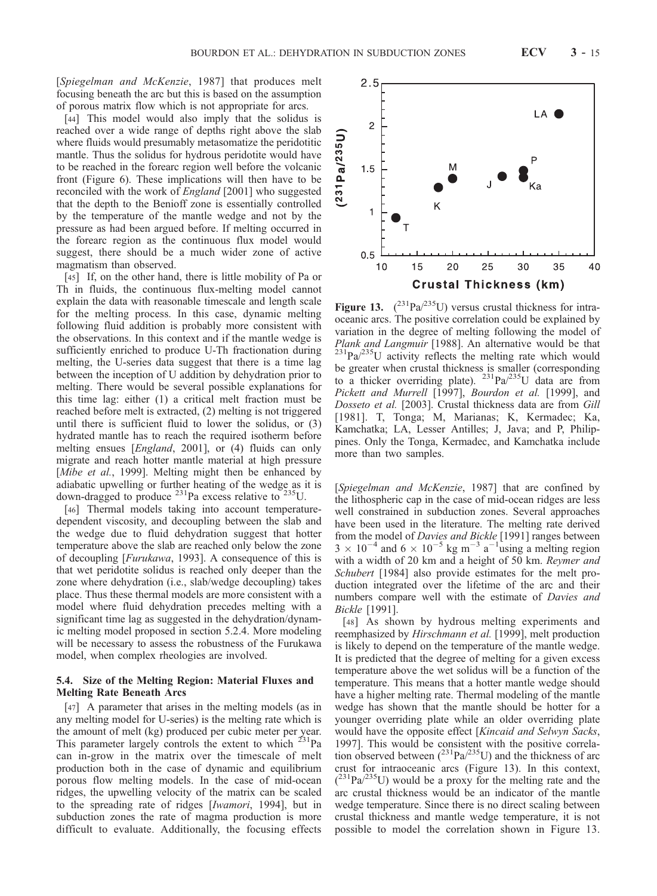[*Spiegelman and McKenzie*, 1987] that produces melt focusing beneath the arc but this is based on the assumption of porous matrix flow which is not appropriate for arcs.

[44] This model would also imply that the solidus is reached over a wide range of depths right above the slab where fluids would presumably metasomatize the peridotitic mantle. Thus the solidus for hydrous peridotite would have to be reached in the forearc region well before the volcanic front (Figure 6). These implications will then have to be reconciled with the work of *England* [2001] who suggested that the depth to the Benioff zone is essentially controlled by the temperature of the mantle wedge and not by the pressure as had been argued before. If melting occurred in the forearc region as the continuous flux model would suggest, there should be a much wider zone of active magmatism than observed.

[45] If, on the other hand, there is little mobility of Pa or Th in fluids, the continuous flux-melting model cannot explain the data with reasonable timescale and length scale for the melting process. In this case, dynamic melting following fluid addition is probably more consistent with the observations. In this context and if the mantle wedge is sufficiently enriched to produce U-Th fractionation during melting, the U-series data suggest that there is a time lag between the inception of U addition by dehydration prior to melting. There would be several possible explanations for this time lag: either (1) a critical melt fraction must be reached before melt is extracted, (2) melting is not triggered until there is sufficient fluid to lower the solidus, or (3) hydrated mantle has to reach the required isotherm before melting ensues [*England*, 2001], or (4) fluids can only migrate and reach hotter mantle material at high pressure [*Mibe et al.*, 1999]. Melting might then be enhanced by adiabatic upwelling or further heating of the wedge as it is down-dragged to produce $^{231}$Pa excess relative to $^{235}$U.

[46] Thermal models taking into account temperature-dependent viscosity, and decoupling between the slab and the wedge due to fluid dehydration suggest that hotter temperature above the slab are reached only below the zone of decoupling [*Furukawa*, 1993]. A consequence of this is that wet peridotite solidus is reached only deeper than the zone where dehydration (i.e., slab/wedge decoupling) takes place. Thus these thermal models are more consistent with a model where fluid dehydration precedes melting with a significant time lag as suggested in the dehydration/dynamic melting model proposed in section 5.2.4. More modeling will be necessary to assess the robustness of the Furukawa model, when complex rheologies are involved.

### 5.4. Size of the Melting Region: Material Fluxes and Melting Rate Beneath Arcs

[47] A parameter that arises in the melting models (as in any melting model for U-series) is the melting rate which is the amount of melt (kg) produced per cubic meter per year. This parameter largely controls the extent to which $^{231}$Pa can in-grow in the matrix over the timescale of melt production both in the case of dynamic and equilibrium porous flow melting models. In the case of mid-ocean ridges, the upwelling velocity of the matrix can be scaled to the spreading rate of ridges [*Iwamori*, 1994], but in subduction zones the rate of magma production is more difficult to evaluate. Additionally, the focusing effects [*Spiegelman and McKenzie*, 1987] that are confined by the lithospheric cap in the case of mid-ocean ridges are less well constrained in subduction zones. Several approaches have been used in the literature. The melting rate derived from the model of *Davies and Bickle* [1991] ranges between $3 \times 10^{-4}$ and $6 \times 10^{-5}$ kg m$^{-3}$ a$^{-1}$using a melting region with a width of 20 km and a height of 50 km. *Reymer and Schubert* [1984] also provide estimates for the melt production integrated over the lifetime of the arc and their numbers compare well with the estimate of *Davies and Bickle* [1991].

[48] As shown by hydrous melting experiments and reemphasized by *Hirschmann et al.* [1999], melt production is likely to depend on the temperature of the mantle wedge. It is predicted that the degree of melting for a given excess temperature above the wet solidus will be a function of the temperature. This means that a hotter mantle wedge should have a higher melting rate. Thermal modeling of the mantle wedge has shown that the mantle should be hotter for a younger overriding plate while an older overriding plate would have the opposite effect [*Kincaid and Selwyn Sacks*, 1997]. This would be consistent with the positive correlation observed between ($^{231}$Pa/$^{235}$U) and the thickness of arc crust for intraoceanic arcs (Figure 13). In this context, ($^{231}$Pa/$^{235}$U) would be a proxy for the melting rate and the arc crustal thickness would be an indicator of the mantle wedge temperature. Since there is no direct scaling between crustal thickness and mantle wedge temperature, it is not possible to model the correlation shown in Figure 13.

**Figure 13.** ($^{231}$Pa/$^{235}$U) versus crustal thickness for intraoceanic arcs. The positive correlation could be explained by variation in the degree of melting following the model of *Plank and Langmuir* [1988]. An alternative would be that $^{231}$Pa/$^{235}$U activity reflects the melting rate which would be greater when crustal thickness is smaller (corresponding to a thicker overriding plate). $^{231}$Pa/$^{235}$U data are from *Pickett and Murrell* [1997], *Bourdon et al.* [1999], and *Dosseto et al.* [2003]. Crustal thickness data are from *Gill* [1981]. T, Tonga; M, Marianas; K, Kermadec; Ka, Kamchatka; LA, Lesser Antilles; J, Java; and P, Philippines. Only the Tonga, Kermadec, and Kamchatka include more than two samples.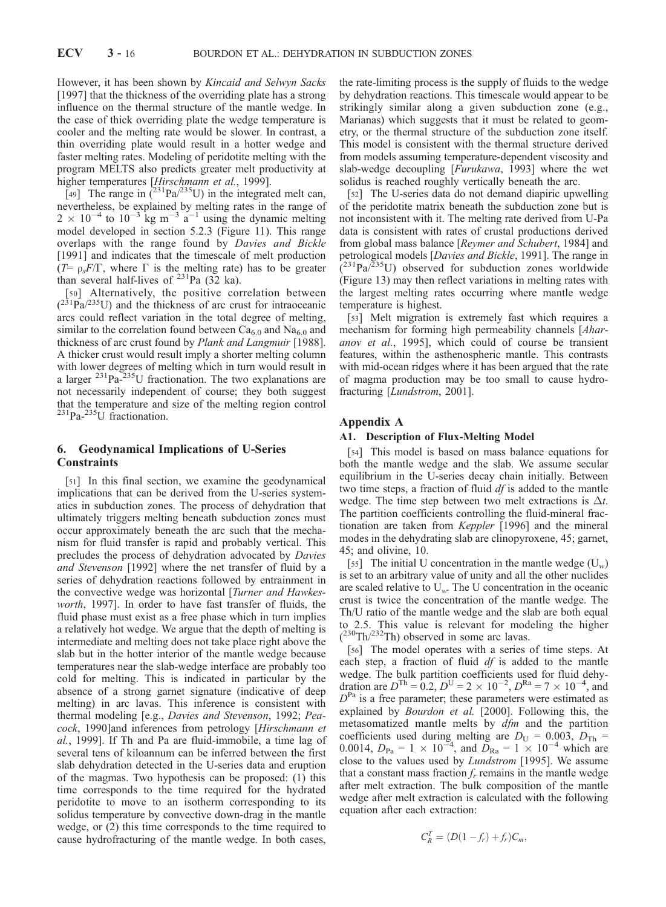However, it has been shown by *Kincaid and Selwyn Sacks* [1997] that the thickness of the overriding plate has a strong influence on the thermal structure of the mantle wedge. In the case of thick overriding plate the wedge temperature is cooler and the melting rate would be slower. In contrast, a thin overriding plate would result in a hotter wedge and faster melting rates. Modeling of peridotite melting with the program MELTS also predicts greater melt productivity at higher temperatures [*Hirschmann et al.*, 1999].

[49] The range in ($^{231}$Pa/$^{235}$U) in the integrated melt can, nevertheless, be explained by melting rates in the range of $2 \times 10^{-4}$ to $10^{-3}$ kg m$^{-3}$ a$^{-1}$ using the dynamic melting model developed in section 5.2.3 (Figure 11). This range overlaps with the range found by *Davies and Bickle* [1991] and indicates that the timescale of melt production ($T = \rho_s F/\Gamma$, where $\Gamma$ is the melting rate) has to be greater than several half-lives of $^{231}$Pa (32 ka).

[50] Alternatively, the positive correlation between ($^{231}$Pa/$^{235}$U) and the thickness of arc crust for intraoceanic arcs could reflect variation in the total degree of melting, similar to the correlation found between $Ca_{6.0}$ and $Na_{6.0}$ and thickness of arc crust found by *Plank and Langmuir* [1988]. A thicker crust would result imply a shorter melting column with lower degrees of melting which in turn would result in a larger $^{231}$Pa-$^{235}$U fractionation. The two explanations are not necessarily independent of course; they both suggest that the temperature and size of the melting region control $^{231}$Pa-$^{235}$U fractionation.

## 6. Geodynamical Implications of U-Series Constraints

[51] In this final section, we examine the geodynamical implications that can be derived from the U-series systematics in subduction zones. The process of dehydration that ultimately triggers melting beneath subduction zones must occur approximately beneath the arc such that the mechanism for fluid transfer is rapid and probably vertical. This precludes the process of dehydration advocated by *Davies and Stevenson* [1992] where the net transfer of fluid by a series of dehydration reactions followed by entrainment in the convective wedge was horizontal [*Turner and Hawkesworth*, 1997]. In order to have fast transfer of fluids, the fluid phase must exist as a free phase which in turn implies a relatively hot wedge. We argue that the depth of melting is intermediate and melting does not take place right above the slab but in the hotter interior of the mantle wedge because temperatures near the slab-wedge interface are probably too cold for melting. This is indicated in particular by the absence of a strong garnet signature (indicative of deep melting) in arc lavas. This inference is consistent with thermal modeling [e.g., *Davies and Stevenson*, 1992; *Peacock*, 1990]and inferences from petrology [*Hirschmann et al.*, 1999]. If Th and Pa are fluid-immobile, a time lag of several tens of kiloannum can be inferred between the first slab dehydration detected in the U-series data and eruption of the magmas. Two hypothesis can be proposed: (1) this time corresponds to the time required for the hydrated peridotite to move to an isotherm corresponding to its solidus temperature by convective down-drag in the mantle wedge, or (2) this time corresponds to the time required to cause hydrofracturing of the mantle wedge. In both cases, the rate-limiting process is the supply of fluids to the wedge by dehydration reactions. This timescale would appear to be strikingly similar along a given subduction zone (e.g., Marianas) which suggests that it must be related to geometry, or the thermal structure of the subduction zone itself. This model is consistent with the thermal structure derived from models assuming temperature-dependent viscosity and slab-wedge decoupling [*Furukawa*, 1993] where the wet solidus is reached roughly vertically beneath the arc.

[52] The U-series data do not demand diapiric upwelling of the peridotite matrix beneath the subduction zone but is not inconsistent with it. The melting rate derived from U-Pa data is consistent with rates of crustal productions derived from global mass balance [*Reymer and Schubert*, 1984] and petrological models [*Davies and Bickle*, 1991]. The range in ($^{231}$Pa/$^{235}$U) observed for subduction zones worldwide (Figure 13) may then reflect variations in melting rates with the largest melting rates occurring where mantle wedge temperature is highest.

[53] Melt migration is extremely fast which requires a mechanism for forming high permeability channels [*Aharanov et al.*, 1995], which could of course be transient features, within the asthenospheric mantle. This contrasts with mid-ocean ridges where it has been argued that the rate of magma production may be too small to cause hydrofracturing [*Lundstrom*, 2001].

## Appendix A

### A1. Description of Flux-Melting Model

[54] This model is based on mass balance equations for both the mantle wedge and the slab. We assume secular equilibrium in the U-series decay chain initially. Between two time steps, a fraction of fluid $df$ is added to the mantle wedge. The time step between two melt extractions is $\Delta t$. The partition coefficients controlling the fluid-mineral fractionation are taken from *Keppler* [1996] and the mineral modes in the dehydrating slab are clinopyroxene, 45; garnet, 45; and olivine, 10.

[55] The initial U concentration in the mantle wedge ($U_w$) is set to an arbitrary value of unity and all the other nuclides are scaled relative to $U_w$. The U concentration in the oceanic crust is twice the concentration of the mantle wedge. The Th/U ratio of the mantle wedge and the slab are both equal to 2.5. This value is relevant for modeling the higher ($^{230}$Th/$^{232}$Th) observed in some arc lavas.

[56] The model operates with a series of time steps. At each step, a fraction of fluid $df$ is added to the mantle wedge. The bulk partition coefficients used for fluid dehydration are $D^{Th} = 0.2$, $D^{U} = 2 \times 10^{-2}$, $D^{Ra} = 7 \times 10^{-4}$, and $D^{Pa}$ is a free parameter; these parameters were estimated as explained by *Bourdon et al.* [2000]. Following this, the metasomatized mantle melts by $dfm$ and the partition coefficients used during melting are $D_U = 0.003$, $D_{Th} = 0.0014$, $D_{Pa} = 1 \times 10^{-4}$, and $D_{Ra} = 1 \times 10^{-4}$ which are close to the values used by *Lundstrom* [1995]. We assume that a constant mass fraction $f_r$ remains in the mantle wedge after melt extraction. The bulk composition of the mantle wedge after melt extraction is calculated with the following equation after each extraction:

$$C_R^T = (D(1 - f_r) + f_r)C_m,$$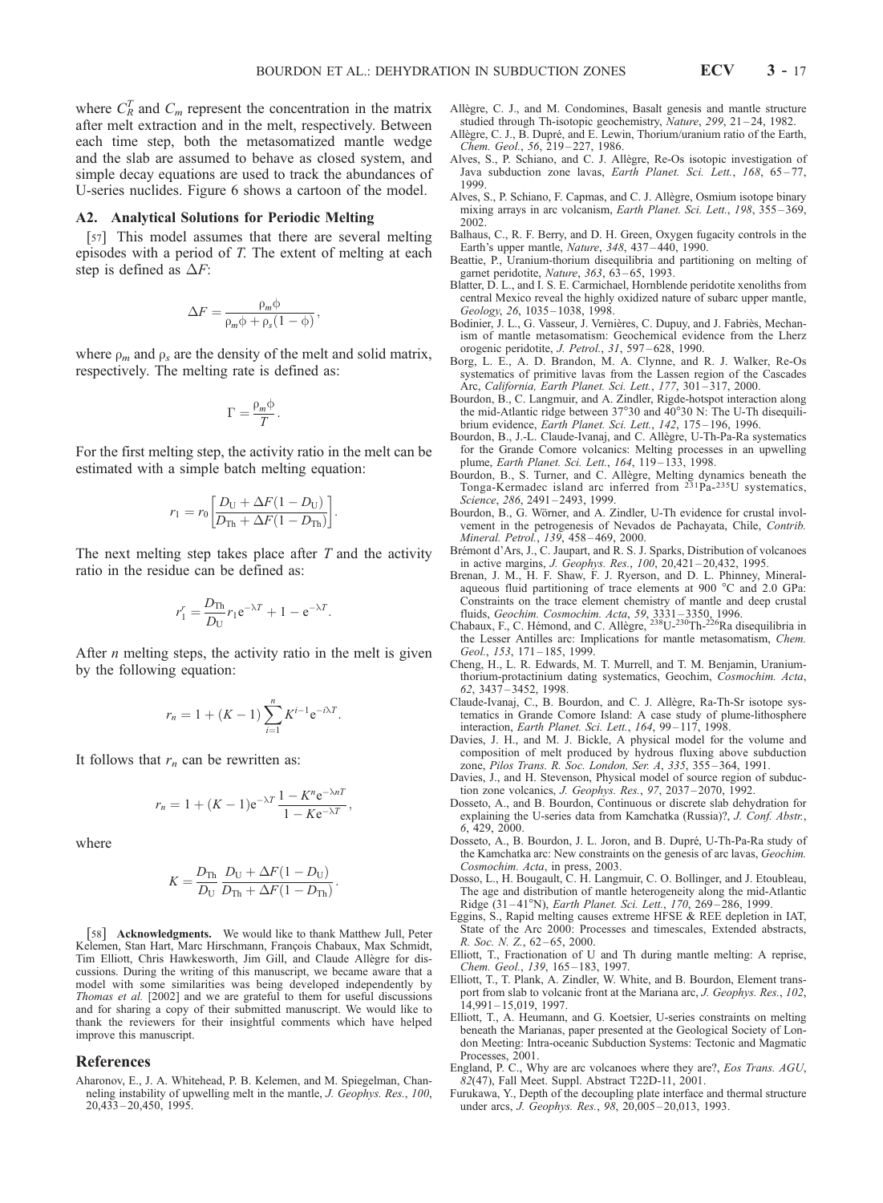where $C_R^T$ and $C_m$ represent the concentration in the matrix after melt extraction and in the melt, respectively. Between each time step, both the metasomatized mantle wedge and the slab are assumed to behave as closed system, and simple decay equations are used to track the abundances of U-series nuclides. Figure 6 shows a cartoon of the model.

### A2. Analytical Solutions for Periodic Melting

[57] This model assumes that there are several melting episodes with a period of $T$. The extent of melting at each step is defined as $\Delta F$:

$$\Delta F = \frac{\rho_m \phi}{\rho_m \phi + \rho_s (1 - \phi)},$$

where $\rho_m$ and $\rho_s$ are the density of the melt and solid matrix, respectively. The melting rate is defined as:

$$\Gamma = \frac{\rho_m \phi}{T}.$$

For the first melting step, the activity ratio in the melt can be estimated with a simple batch melting equation:

$$r_1 = r_0 \left[ \frac{D_U + \Delta F(1 - D_U)}{D_{Th} + \Delta F(1 - D_{Th})} \right].$$

The next melting step takes place after $T$ and the activity ratio in the residue can be defined as:

$$r_1^r = \frac{D_{Th}}{D_U} r_1 e^{-\lambda T} + 1 - e^{-\lambda T}.$$

After $n$ melting steps, the activity ratio in the melt is given by the following equation:

$$r_n = 1 + (K - 1) \sum_{i=1}^{n} K^{i-1} e^{-i\lambda T}.$$

It follows that $r_n$ can be rewritten as:

$$r_n = 1 + (K - 1) e^{-\lambda T} \frac{1 - K^n e^{-\lambda n T}}{1 - K e^{-\lambda T}},$$

where

$$K = \frac{D_{Th}}{D_U} \frac{D_U + \Delta F(1 - D_U)}{D_{Th} + \Delta F(1 - D_{Th})}.$$

[58] **Acknowledgments.** We would like to thank Matthew Jull, Peter Kelemen, Stan Hart, Marc Hirschmann, François Chabaux, Max Schmidt, Tim Elliott, Chris Hawkesworth, Jim Gill, and Claude Allègre for discussions. During the writing of this manuscript, we became aware that a model with some similarities was being developed independently by *Thomas et al.* [2002] and we are grateful to them for useful discussions and for sharing a copy of their submitted manuscript. We would like to thank the reviewers for their insightful comments which have helped improve this manuscript.

## References

Aharonov, E., J. A. Whitehead, P. B. Kelemen, and M. Spiegelman, Channeling instability of upwelling melt in the mantle, *J. Geophys. Res.*, *100*, 20,433–20,450, 1995.

Allègre, C. J., and M. Condomines, Basalt genesis and mantle structure studied through Th-isotopic geochemistry, *Nature*, *299*, 21–24, 1982.

Allègre, C. J., B. Dupré, and E. Lewin, Thorium/uranium ratio of the Earth, *Chem. Geol.*, *56*, 219–227, 1986.

Alves, S., P. Schiano, and C. J. Allègre, Re-Os isotopic investigation of Java subduction zone lavas, *Earth Planet. Sci. Lett.*, *168*, 65–77, 1999.

Alves, S., P. Schiano, F. Capmas, and C. J. Allègre, Osmium isotope binary mixing arrays in arc volcanism, *Earth Planet. Sci. Lett.*, *198*, 355–369, 2002.

Balhaus, C., R. F. Berry, and D. H. Green, Oxygen fugacity controls in the Earth's upper mantle, *Nature*, *348*, 437–440, 1990.

Beattie, P., Uranium-thorium disequilibria and partitioning on melting of garnet peridotite, *Nature*, *363*, 63–65, 1993.

Blatter, D. L., and I. S. E. Carmichael, Hornblende peridotite xenoliths from central Mexico reveal the highly oxidized nature of subarc upper mantle, *Geology*, *26*, 1035–1038, 1998.

Bodinier, J. L., G. Vasseur, J. Vernières, C. Dupuy, and J. Fabriès, Mechanism of mantle metasomatism: Geochemical evidence from the Lherz orogenic peridotite, *J. Petrol.*, *31*, 597–628, 1990.

Borg, L. E., A. D. Brandon, M. A. Clynne, and R. J. Walker, Re-Os systematics of primitive lavas from the Lassen region of the Cascades Arc, *California, Earth Planet. Sci. Lett.*, *177*, 301–317, 2000.

Bourdon, B., C. Langmuir, and A. Zindler, Rigde-hotspot interaction along the mid-Atlantic ridge between 37°30 and 40°30 N: The U-Th disequilibrium evidence, *Earth Planet. Sci. Lett.*, *142*, 175–196, 1996.

Bourdon, B., J.-L. Claude-Ivanaj, and C. Allègre, U-Th-Pa-Ra systematics for the Grande Comore volcanics: Melting processes in an upwelling plume, *Earth Planet. Sci. Lett.*, *164*, 119–133, 1998.

Bourdon, B., S. Turner, and C. Allègre, Melting dynamics beneath the Tonga-Kermadec island arc inferred from $^{231}$Pa-$^{235}$U systematics, *Science*, *286*, 2491–2493, 1999.

Bourdon, B., G. Wörner, and A. Zindler, U-Th evidence for crustal involvement in the petrogenesis of Nevados de Pachayata, Chile, *Contrib. Mineral. Petrol.*, *139*, 458–469, 2000.

Brémont d'Ars, J., C. Jaupart, and R. S. J. Sparks, Distribution of volcanoes in active margins, *J. Geophys. Res.*, *100*, 20,421–20,432, 1995.

Brenan, J. M., H. F. Shaw, F. J. Ryerson, and D. L. Phinney, Mineral-aqueous fluid partitioning of trace elements at 900 °C and 2.0 GPa: Constraints on the trace element chemistry of mantle and deep crustal fluids, *Geochim. Cosmochim. Acta*, *59*, 3331–3350, 1996.

Chabaux, F., C. Hémond, and C. Allègre, $^{238}$U-$^{230}$Th-$^{226}$Ra disequilibria in the Lesser Antilles arc: Implications for mantle metasomatism, *Chem. Geol.*, *153*, 171–185, 1999.

Cheng, H., L. R. Edwards, M. T. Murrell, and T. M. Benjamin, Uranium-thorium-protactinium dating systematics, *Geochim. Cosmochim. Acta*, *62*, 3437–3452, 1998.

Claude-Ivanaj, C., B. Bourdon, and C. J. Allègre, Ra-Th-Sr isotope systematics in Grande Comore Island: A case study of plume-lithosphere interaction, *Earth Planet. Sci. Lett.*, *164*, 99–117, 1998.

Davies, J. H., and M. J. Bickle, A physical model for the volume and composition of melt produced by hydrous fluxing above subduction zone, *Pilos Trans. R. Soc. London, Ser. A*, *335*, 355–364, 1991.

Davies, J., and H. Stevenson, Physical model of source region of subduction zone volcanics, *J. Geophys. Res.*, *97*, 2037–2070, 1992.

Dosseto, A., and B. Bourdon, Continuous or discrete slab dehydration for explaining the U-series data from Kamchatka (Russia)?, *J. Conf. Abstr.*, *6*, 429, 2000.

Dosseto, A., B. Bourdon, J. L. Joron, and B. Dupré, U-Th-Pa-Ra study of the Kamchatka arc: New constraints on the genesis of arc lavas, *Geochim. Cosmochim. Acta*, in press, 2003.

Dosso, L., H. Bougault, C. H. Langmuir, C. O. Bollinger, and J. Etoubleau, The age and distribution of mantle heterogeneity along the mid-Atlantic Ridge (31–41°N), *Earth Planet. Sci. Lett.*, *170*, 269–286, 1999.

Eggins, S., Rapid melting causes extreme HFSE & REE depletion in IAT, State of the Arc 2000: Processes and timescales, Extended abstracts, *R. Soc. N. Z.*, 62–65, 2000.

Elliott, T., Fractionation of U and Th during mantle melting: A reprise, *Chem. Geol.*, *139*, 165–183, 1997.

Elliott, T., T. Plank, A. Zindler, W. White, and B. Bourdon, Element transport from slab to volcanic front at the Mariana arc, *J. Geophys. Res.*, *102*, 14,991–15,019, 1997.

Elliott, T., A. Heumann, and G. Koetsier, U-series constraints on melting beneath the Marianas, paper presented at the Geological Society of London Meeting: Intra-oceanic Subduction Systems: Tectonic and Magmatic Processes, 2001.

England, P. C., Why are arc volcanoes where they are?, *Eos Trans. AGU*, *82*(47), Fall Meet. Suppl. Abstract T22D-11, 2001.

Furukawa, Y., Depth of the decoupling plate interface and thermal structure under arcs, *J. Geophys. Res.*, *98*, 20,005–20,013, 1993.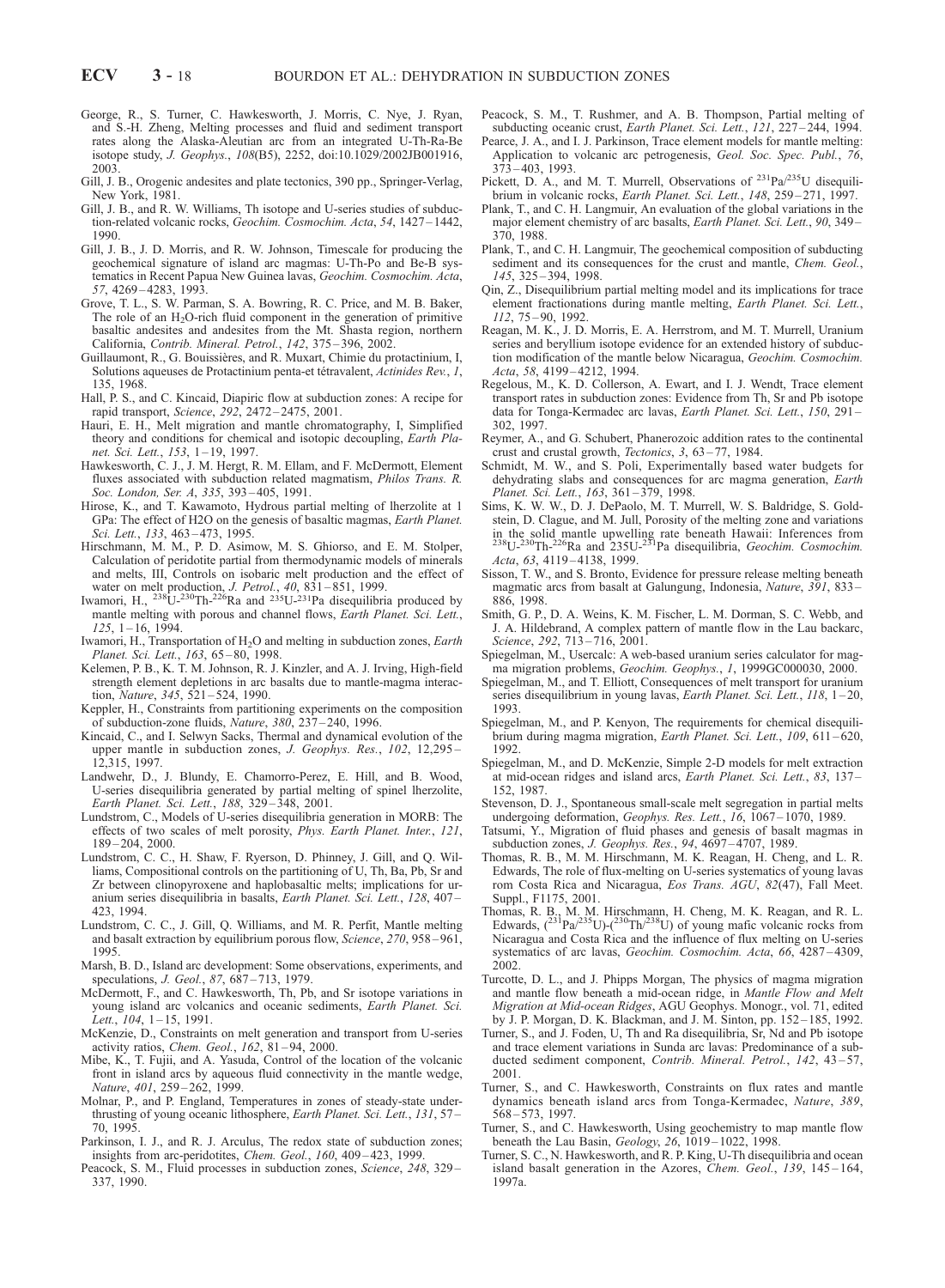George, R., S. Turner, C. Hawkesworth, J. Morris, C. Nye, J. Ryan, and S.-H. Zheng, Melting processes and fluid and sediment transport rates along the Alaska-Aleutian arc from an integrated U-Th-Ra-Be isotope study, *J. Geophys.*, *108*(B5), 2252, doi:10.1029/2002JB001916, 2003.

Gill, J. B., Orogenic andesites and plate tectonics, 390 pp., Springer-Verlag, New York, 1981.

Gill, J. B., and R. W. Williams, Th isotope and U-series studies of subduction-related volcanic rocks, *Geochim. Cosmochim. Acta*, *54*, 1427–1442, 1990.

Gill, J. B., J. D. Morris, and R. W. Johnson, Timescale for producing the geochemical signature of island arc magmas: U-Th-Po and Be-B systematics in Recent Papua New Guinea lavas, *Geochim. Cosmochim. Acta*, *57*, 4269–4283, 1993.

Grove, T. L., S. W. Parman, S. A. Bowring, R. C. Price, and M. B. Baker, The role of an $H_2O$-rich fluid component in the generation of primitive basaltic andesites and andesites from the Mt. Shasta region, northern California, *Contrib. Mineral. Petrol.*, *142*, 375–396, 2002.

Guillaumont, R., G. Bouissières, and R. Muxart, Chimie du protactinium, I, Solutions aqueuses de Protactinium penta-et tétravalent, *Actinides Rev.*, *1*, 135, 1968.

Hall, P. S., and C. Kincaid, Diapiric flow at subduction zones: A recipe for rapid transport, *Science*, *292*, 2472–2475, 2001.

Hauri, E. H., Melt migration and mantle chromatography, I, Simplified theory and conditions for chemical and isotopic decoupling, *Earth Planet. Sci. Lett.*, *153*, 1–19, 1997.

Hawkesworth, C. J., J. M. Hergt, R. M. Ellam, and F. McDermott, Element fluxes associated with subduction related magmatism, *Philos Trans. R. Soc. London, Ser. A*, *335*, 393–405, 1991.

Hirose, K., and T. Kawamoto, Hydrous partial melting of lherzolite at 1 GPa: The effect of H2O on the genesis of basaltic magmas, *Earth Planet. Sci. Lett.*, *133*, 463–473, 1995.

Hirschmann, M. M., P. D. Asimow, M. S. Ghiorso, and E. M. Stolper, Calculation of peridotite partial from thermodynamic models of minerals and melts, III, Controls on isobaric melt production and the effect of water on melt production, *J. Petrol.*, *40*, 831–851, 1999.

Iwamori, H., $^{238}U$-$^{230}Th$-$^{226}Ra$ and $^{235}U$-$^{231}Pa$ disequilibria produced by mantle melting with porous and channel flows, *Earth Planet. Sci. Lett.*, *125*, 1–16, 1994.

Iwamori, H., Transportation of $H_2O$ and melting in subduction zones, *Earth Planet. Sci. Lett.*, *163*, 65–80, 1998.

Kelemen, P. B., K. T. M. Johnson, R. J. Kinzler, and A. J. Irving, High-field strength element depletions in arc basalts due to mantle-magma interaction, *Nature*, *345*, 521–524, 1990.

Keppler, H., Constraints from partitioning experiments on the composition of subduction-zone fluids, *Nature*, *380*, 237–240, 1996.

Kincaid, C., and I. Selwyn Sacks, Thermal and dynamical evolution of the upper mantle in subduction zones, *J. Geophys. Res.*, *102*, 12,295–12,315, 1997.

Landwehr, D., J. Blundy, E. Chamorro-Perez, E. Hill, and B. Wood, U-series disequilibria generated by partial melting of spinel lherzolite, *Earth Planet. Sci. Lett.*, *188*, 329–348, 2001.

Lundstrom, C., Models of U-series disequilibria generation in MORB: The effects of two scales of melt porosity, *Phys. Earth Planet. Inter.*, *121*, 189–204, 2000.

Lundstrom, C. C., H. Shaw, F. Ryerson, D. Phinney, J. Gill, and Q. Williams, Compositional controls on the partitioning of U, Th, Ba, Pb, Sr and Zr between clinopyroxene and haplobasaltic melts; implications for uranium series disequilibria in basalts, *Earth Planet. Sci. Lett.*, *128*, 407–423, 1994.

Lundstrom, C. C., J. Gill, Q. Williams, and M. R. Perfit, Mantle melting and basalt extraction by equilibrium porous flow, *Science*, *270*, 958–961, 1995.

Marsh, B. D., Island arc development: Some observations, experiments, and speculations, *J. Geol.*, *87*, 687–713, 1979.

McDermott, F., and C. Hawkesworth, Th, Pb, and Sr isotope variations in young island arc volcanics and oceanic sediments, *Earth Planet. Sci. Lett.*, *104*, 1–15, 1991.

McKenzie, D., Constraints on melt generation and transport from U-series activity ratios, *Chem. Geol.*, *162*, 81–94, 2000.

Mibe, K., T. Fujii, and A. Yasuda, Control of the location of the volcanic front in island arcs by aqueous fluid connectivity in the mantle wedge, *Nature*, *401*, 259–262, 1999.

Molnar, P., and P. England, Temperatures in zones of steady-state underthrusting of young oceanic lithosphere, *Earth Planet. Sci. Lett.*, *131*, 57–70, 1995.

Parkinson, I. J., and R. J. Arculus, The redox state of subduction zones; insights from arc-peridotites, *Chem. Geol.*, *160*, 409–423, 1999.

Peacock, S. M., Fluid processes in subduction zones, *Science*, *248*, 329–337, 1990.

Peacock, S. M., T. Rushmer, and A. B. Thompson, Partial melting of subducting oceanic crust, *Earth Planet. Sci. Lett.*, *121*, 227–244, 1994.

Pearce, J. A., and I. J. Parkinson, Trace element models for mantle melting: Application to volcanic arc petrogenesis, *Geol. Soc. Spec. Publ.*, *76*, 373–403, 1993.

Pickett, D. A., and M. T. Murrell, Observations of $^{231}Pa/^{235}U$ disequilibrium in volcanic rocks, *Earth Planet. Sci. Lett.*, *148*, 259–271, 1997.

Plank, T., and C. H. Langmuir, An evaluation of the global variations in the major element chemistry of arc basalts, *Earth Planet. Sci. Lett.*, *90*, 349–370, 1988.

Plank, T., and C. H. Langmuir, The geochemical composition of subducting sediment and its consequences for the crust and mantle, *Chem. Geol.*, *145*, 325–394, 1998.

Qin, Z., Disequilibrium partial melting model and its implications for trace element fractionations during mantle melting, *Earth Planet. Sci. Lett.*, *112*, 75–90, 1992.

Reagan, M. K., J. D. Morris, E. A. Herrstrom, and M. T. Murrell, Uranium series and beryllium isotope evidence for an extended history of subduction modification of the mantle below Nicaragua, *Geochim. Cosmochim. Acta*, *58*, 4199–4212, 1994.

Regelous, M., K. D. Collerson, A. Ewart, and I. J. Wendt, Trace element transport rates in subduction zones: Evidence from Th, Sr and Pb isotope data for Tonga-Kermadec arc lavas, *Earth Planet. Sci. Lett.*, *150*, 291–302, 1997.

Reymer, A., and G. Schubert, Phanerozoic addition rates to the continental crust and crustal growth, *Tectonics*, *3*, 63–77, 1984.

Schmidt, M. W., and S. Poli, Experimentally based water budgets for dehydrating slabs and consequences for arc magma generation, *Earth Planet. Sci. Lett.*, *163*, 361–379, 1998.

Sims, K. W. W., D. J. DePaolo, M. T. Murrell, W. S. Baldridge, S. Goldstein, D. Clague, and M. Jull, Porosity of the melting zone and variations in the solid mantle upwelling rate beneath Hawaii: Inferences from $^{238}U$-$^{230}Th$-$^{226}Ra$ and $235U$-$^{231}Pa$ disequilibria, *Geochim. Cosmochim. Acta*, *63*, 4119–4138, 1999.

Sisson, T. W., and S. Bronto, Evidence for pressure release melting beneath magmatic arcs from basalt at Galungung, Indonesia, *Nature*, *391*, 833–886, 1998.

Smith, G. P., D. A. Weins, K. M. Fischer, L. M. Dorman, S. C. Webb, and J. A. Hildebrand, A complex pattern of mantle flow in the Lau backarc, *Science*, *292*, 713–716, 2001.

Spiegelman, M., Usercalc: A web-based uranium series calculator for magma migration problems, *Geochim. Geophys.*, *1*, 1999GC000030, 2000.

Spiegelman, M., and T. Elliott, Consequences of melt transport for uranium series disequilibrium in young lavas, *Earth Planet. Sci. Lett.*, *118*, 1–20, 1993.

Spiegelman, M., and P. Kenyon, The requirements for chemical disequilibrium during magma migration, *Earth Planet. Sci. Lett.*, *109*, 611–620, 1992.

Spiegelman, M., and D. McKenzie, Simple 2-D models for melt extraction at mid-ocean ridges and island arcs, *Earth Planet. Sci. Lett.*, *83*, 137–152, 1987.

Stevenson, D. J., Spontaneous small-scale melt segregation in partial melts undergoing deformation, *Geophys. Res. Lett.*, *16*, 1067–1070, 1989.

Tatsumi, Y., Migration of fluid phases and genesis of basalt magmas in subduction zones, *J. Geophys. Res.*, *94*, 4697–4707, 1989.

Thomas, R. B., M. M. Hirschmann, M. K. Reagan, H. Cheng, and L. R. Edwards, The role of flux-melting on U-series systematics of young lavas rom Costa Rica and Nicaragua, *Eos Trans. AGU*, *82*(47), Fall Meet. Suppl., F1175, 2001.

Thomas, R. B., M. M. Hirschmann, H. Cheng, M. K. Reagan, and R. L. Edwards, ($^{231}Pa/^{235}U$)-($^{230}Th/^{238}U$) of young mafic volcanic rocks from Nicaragua and Costa Rica and the influence of flux melting on U-series systematics of arc lavas, *Geochim. Cosmochim. Acta*, *66*, 4287–4309, 2002.

Turcotte, D. L., and J. Phipps Morgan, The physics of magma migration and mantle flow beneath a mid-ocean ridge, in *Mantle Flow and Melt Migration at Mid-Ocean Ridges*, AGU Geophys. Monogr., vol. 71, edited by J. P. Morgan, D. K. Blackman, and J. M. Sinton, pp. 152–185, 1992.

Turner, S., and J. Foden, U, Th and Ra disequilibria, Sr, Nd and Pb isotope and trace element variations in Sunda arc lavas: Predominance of a subducted sediment component, *Contrib. Mineral. Petrol.*, *142*, 43–57, 2001.

Turner, S., and C. Hawkesworth, Constraints on flux rates and mantle dynamics beneath island arcs from Tonga-Kermadec, *Nature*, *389*, 568–573, 1997.

Turner, S., and C. Hawkesworth, Using geochemistry to map mantle flow beneath the Lau Basin, *Geology*, *26*, 1019–1022, 1998.

Turner, S. C., N. Hawkesworth, and R. P. King, U-Th disequilibria and ocean island basalt generation in the Azores, *Chem. Geol.*, *139*, 145–164, 1997a.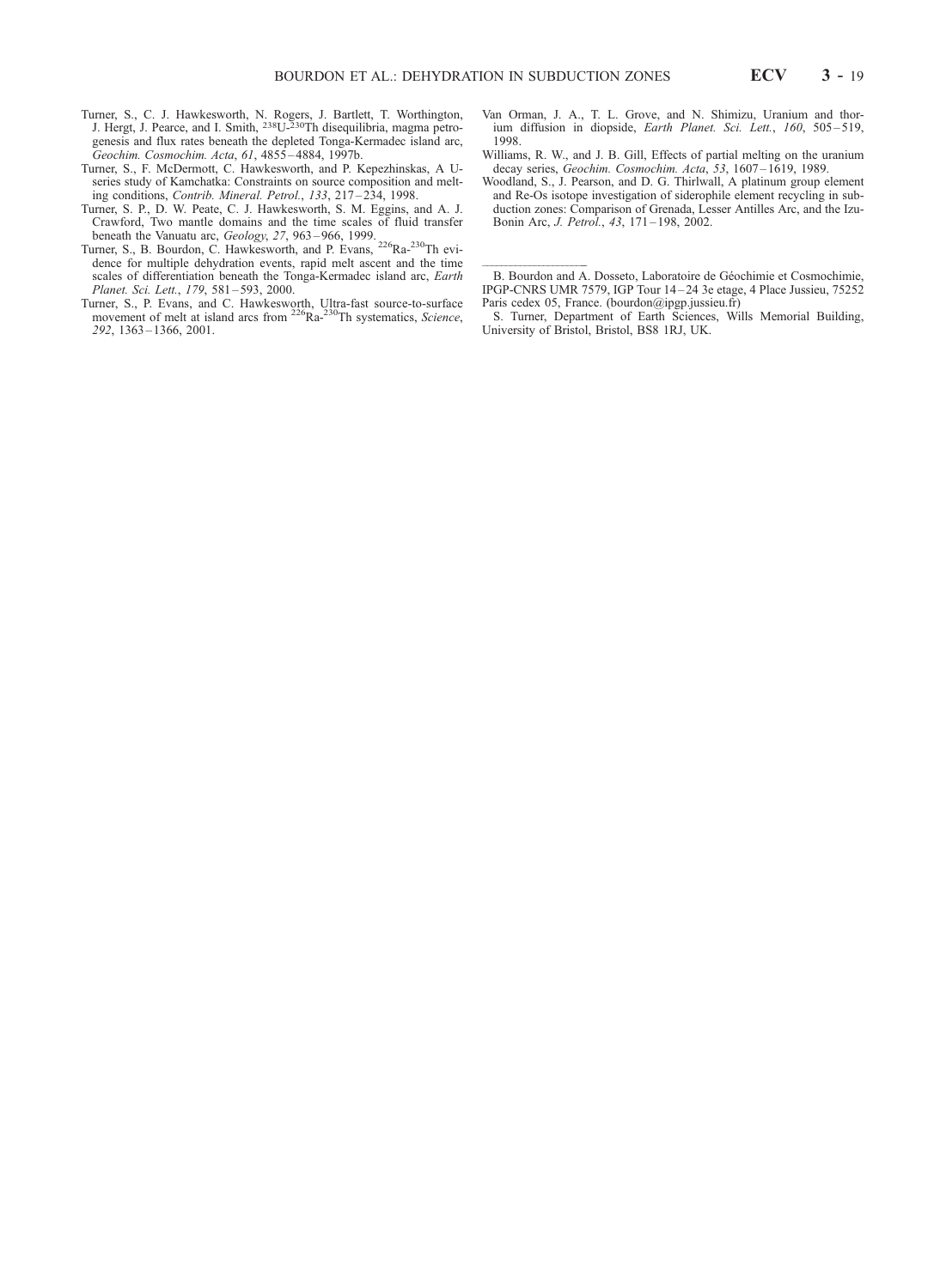Turner, S., C. J. Hawkesworth, N. Rogers, J. Bartlett, T. Worthington, J. Hergt, J. Pearce, and I. Smith, $^{238}$U-$^{230}$Th disequilibria, magma petrogenesis and flux rates beneath the depleted Tonga-Kermadec island arc, *Geochim. Cosmochim. Acta*, *61*, 4855–4884, 1997b.

Turner, S., F. McDermott, C. Hawkesworth, and P. Kepezhinskas, A U-series study of Kamchatka: Constraints on source composition and melting conditions, *Contrib. Mineral. Petrol.*, *133*, 217–234, 1998.

Turner, S. P., D. W. Peate, C. J. Hawkesworth, S. M. Eggins, and A. J. Crawford, Two mantle domains and the time scales of fluid transfer beneath the Vanuatu arc, *Geology*, *27*, 963–966, 1999.

Turner, S., B. Bourdon, C. Hawkesworth, and P. Evans, $^{226}$Ra-$^{230}$Th evidence for multiple dehydration events, rapid melt ascent and the time scales of differentiation beneath the Tonga-Kermadec island arc, *Earth Planet. Sci. Lett.*, *179*, 581–593, 2000.

Turner, S., P. Evans, and C. Hawkesworth, Ultra-fast source-to-surface movement of melt at island arcs from $^{226}$Ra-$^{230}$Th systematics, *Science*, *292*, 1363–1366, 2001.

Van Orman, J. A., T. L. Grove, and N. Shimizu, Uranium and thorium diffusion in diopside, *Earth Planet. Sci. Lett.*, *160*, 505–519, 1998.

Williams, R. W., and J. B. Gill, Effects of partial melting on the uranium decay series, *Geochim. Cosmochim. Acta*, *53*, 1607–1619, 1989.

Woodland, S., J. Pearson, and D. G. Thirlwall, A platinum group element and Re-Os isotope investigation of siderophile element recycling in subduction zones: Comparison of Grenada, Lesser Antilles Arc, and the Izu-Bonin Arc, *J. Petrol.*, *43*, 171–198, 2002.

---

B. Bourdon and A. Dosseto, Laboratoire de Géochimie et Cosmochimie, IPGP-CNRS UMR 7579, IGP Tour 14–24 3e etage, 4 Place Jussieu, 75252 Paris cedex 05, France. (bourdon@ipgp.jussieu.fr)

S. Turner, Department of Earth Sciences, Wills Memorial Building, University of Bristol, Bristol, BS8 1RJ, UK.